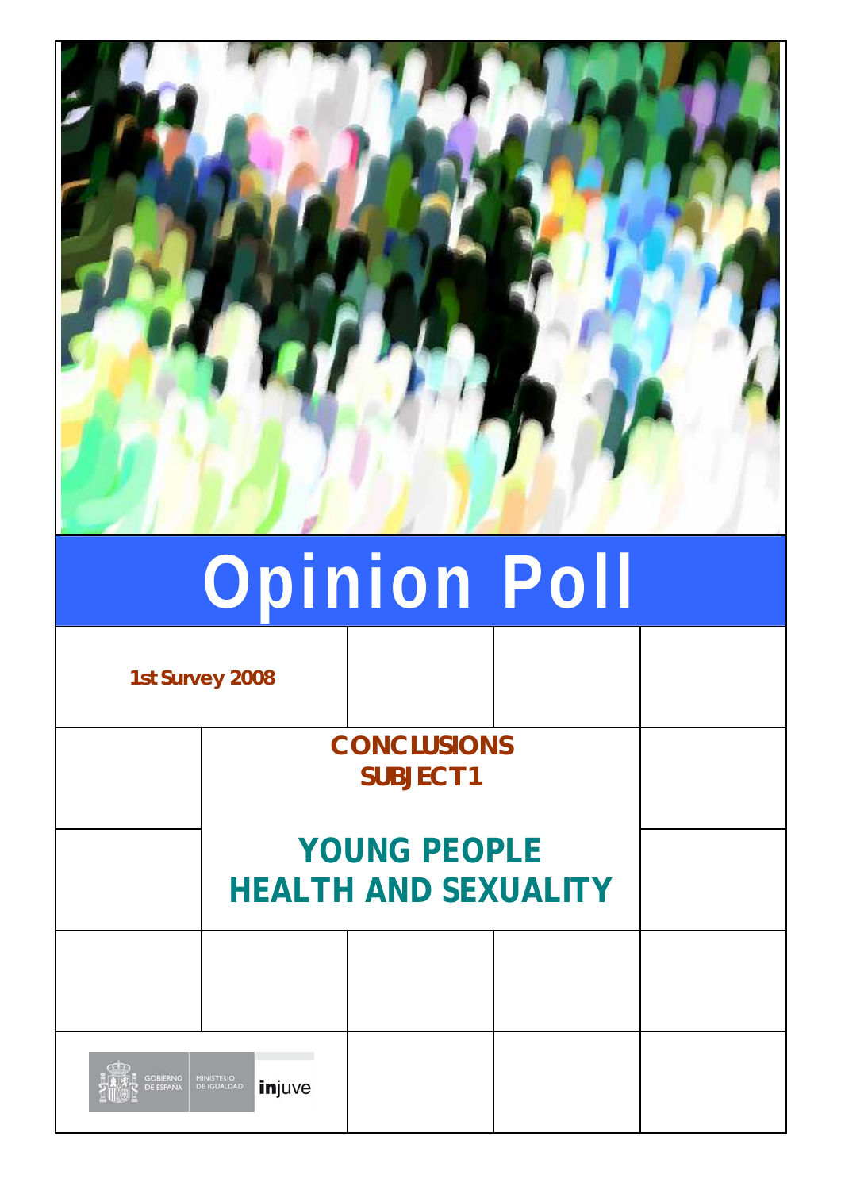# Opinion Poll

**1st Survey 2008**

**CONCLUSIONS**
**SUBJECT 1**

## YOUNG PEOPLE HEALTH AND SEXUALITY

GOBIERNO DE ESPAÑA | MINISTERIO DE IGUALDAD | injuve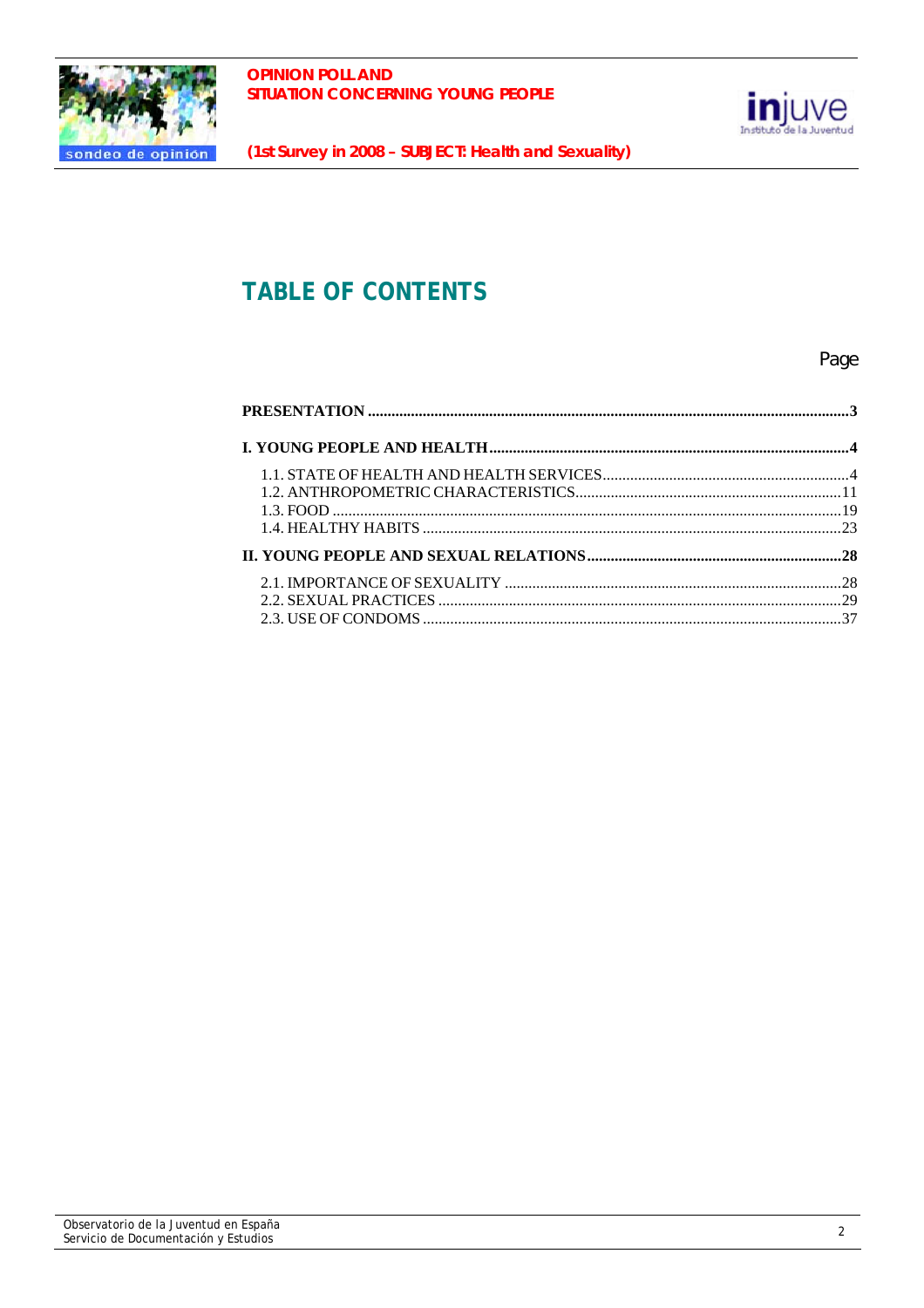# TABLE OF CONTENTS

| | Page |
|---|---|
| **PRESENTATION** | **3** |
| **I. YOUNG PEOPLE AND HEALTH** | **4** |
| 1.1. STATE OF HEALTH AND HEALTH SERVICES | 4 |
| 1.2. ANTHROPOMETRIC CHARACTERISTICS | 11 |
| 1.3. FOOD | 19 |
| 1.4. HEALTHY HABITS | 23 |
| **II. YOUNG PEOPLE AND SEXUAL RELATIONS** | **28** |
| 2.1. IMPORTANCE OF SEXUALITY | 28 |
| 2.2. SEXUAL PRACTICES | 29 |
| 2.3. USE OF CONDOMS | 37 |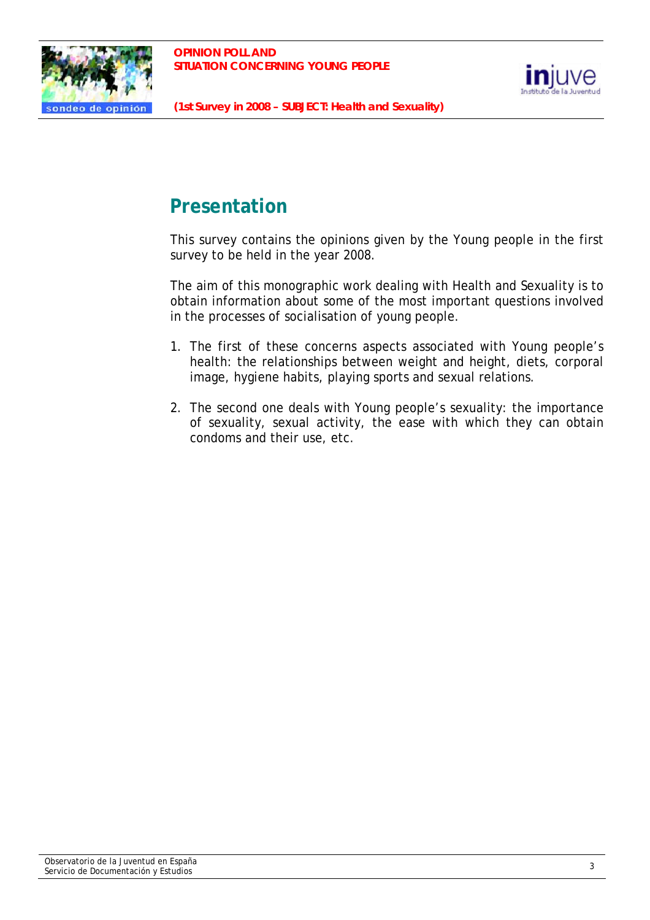## Presentation

This survey contains the opinions given by the Young people in the first survey to be held in the year 2008.

The aim of this monographic work dealing with Health and Sexuality is to obtain information about some of the most important questions involved in the processes of socialisation of young people.

1. The first of these concerns aspects associated with Young people's health: the relationships between weight and height, diets, corporal image, hygiene habits, playing sports and sexual relations.

2. The second one deals with Young people's sexuality: the importance of sexuality, sexual activity, the ease with which they can obtain condoms and their use, etc.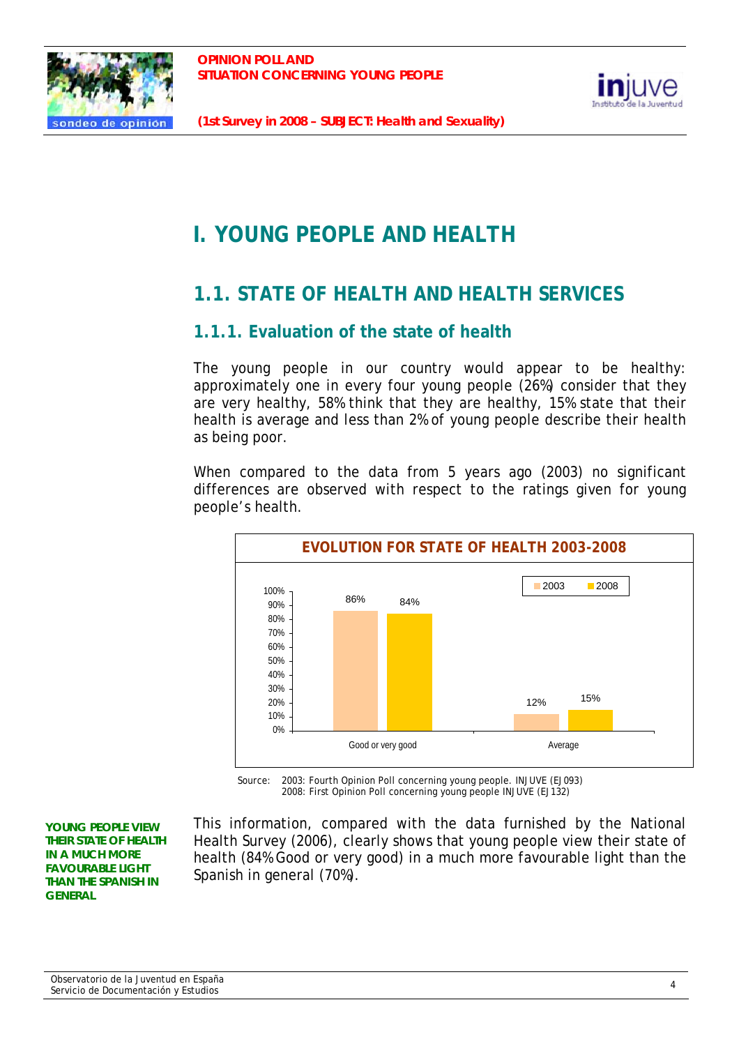# I. YOUNG PEOPLE AND HEALTH

## 1.1. STATE OF HEALTH AND HEALTH SERVICES

### 1.1.1. Evaluation of the state of health

The young people in our country would appear to be healthy: approximately one in every four young people (26%) consider that they are very healthy, 58% think that they are healthy, 15% state that their health is average and less than 2% of young people describe their health as being poor.

When compared to the data from 5 years ago (2003) no significant differences are observed with respect to the ratings given for young people's health.

**EVOLUTION FOR STATE OF HEALTH 2003-2008**

| | 2003 | 2008 |
|---|---|---|
| Good or very good | 86% | 84% |
| Average | 12% | 15% |

Source: 2003: Fourth Opinion Poll concerning young people. INJUVE (EJ093)
2008: First Opinion Poll concerning young people INJUVE (EJ132)

**YOUNG PEOPLE VIEW THEIR STATE OF HEALTH IN A MUCH MORE FAVOURABLE LIGHT THAN THE SPANISH IN GENERAL**

This information, compared with the data furnished by the National Health Survey (2006), clearly shows that young people view their state of health (84% Good or very good) in a much more favourable light than the Spanish in general (70%).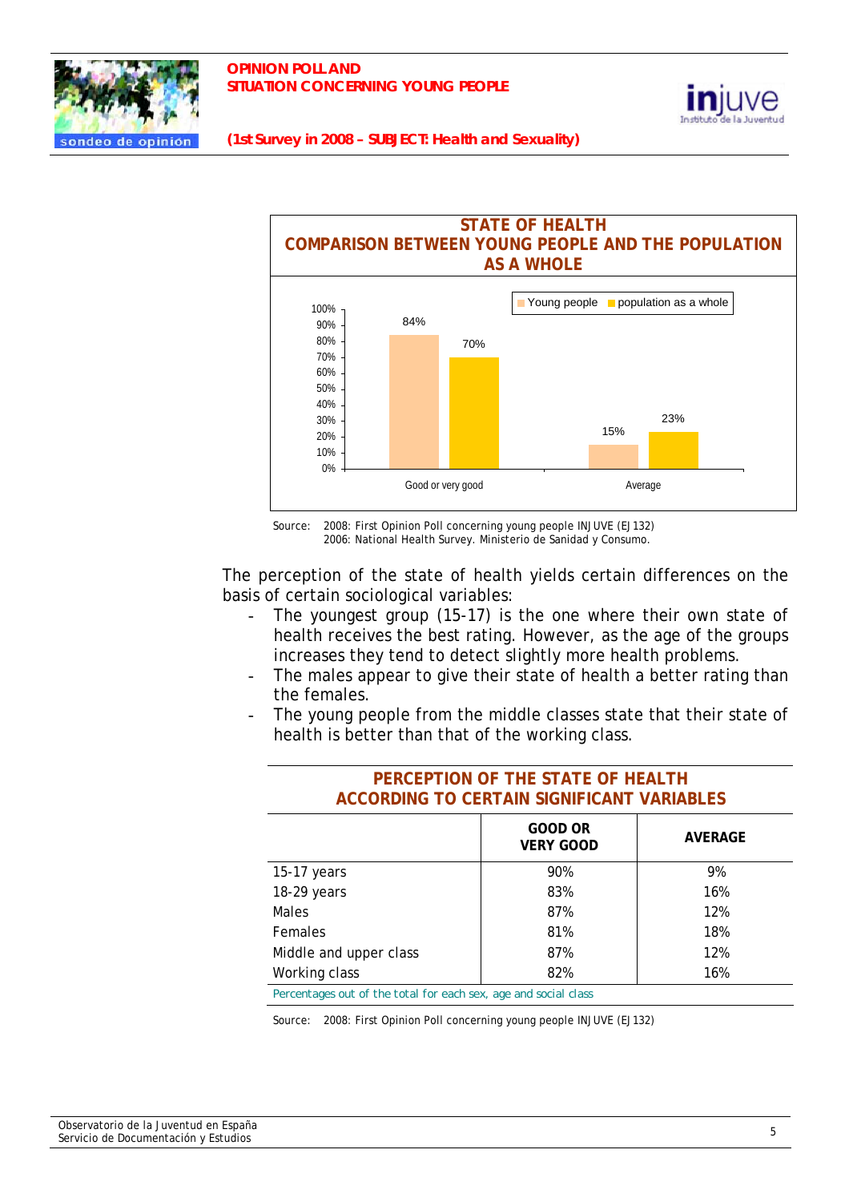## STATE OF HEALTH
## COMPARISON BETWEEN YOUNG PEOPLE AND THE POPULATION AS A WHOLE

| | Young people | population as a whole |
|---|---|---|
| Good or very good | 84% | 70% |
| Average | 15% | 23% |

Source: 2008: First Opinion Poll concerning young people INJUVE (EJ132)
2006: National Health Survey. Ministerio de Sanidad y Consumo.

The perception of the state of health yields certain differences on the basis of certain sociological variables:

- The youngest group (15-17) is the one where their own state of health receives the best rating. However, as the age of the groups increases they tend to detect slightly more health problems.
- The males appear to give their state of health a better rating than the females.
- The young people from the middle classes state that their state of health is better than that of the working class.

## PERCEPTION OF THE STATE OF HEALTH ACCORDING TO CERTAIN SIGNIFICANT VARIABLES

| | GOOD OR VERY GOOD | AVERAGE |
|---|---|---|
| 15-17 years | 90% | 9% |
| 18-29 years | 83% | 16% |
| Males | 87% | 12% |
| Females | 81% | 18% |
| Middle and upper class | 87% | 12% |
| Working class | 82% | 16% |

Percentages out of the total for each sex, age and social class

Source: 2008: First Opinion Poll concerning young people INJUVE (EJ132)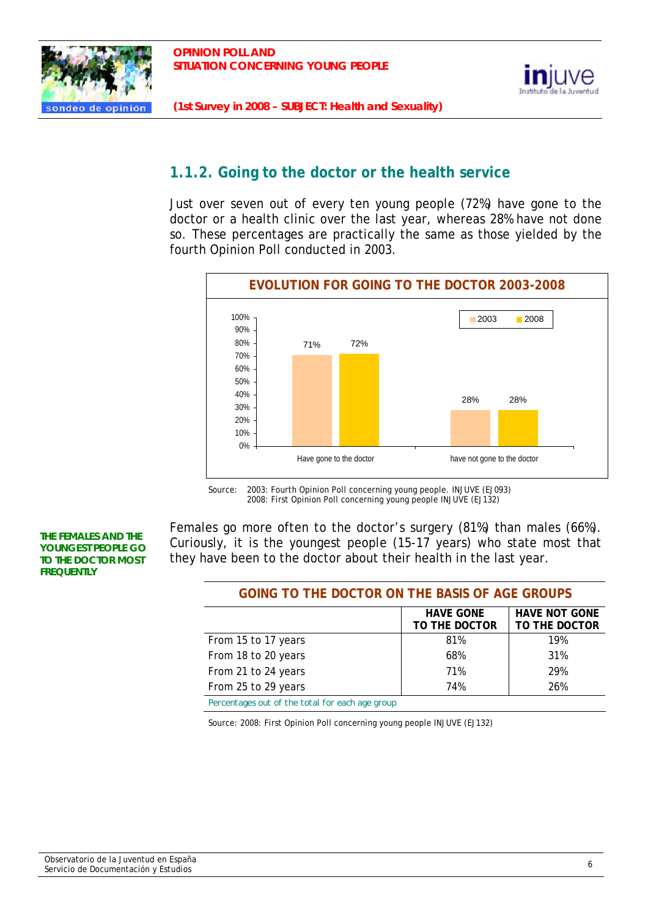### 1.1.2. Going to the doctor or the health service

Just over seven out of every ten young people (72%) have gone to the doctor or a health clinic over the last year, whereas 28% have not done so. These percentages are practically the same as those yielded by the fourth Opinion Poll conducted in 2003.

**EVOLUTION FOR GOING TO THE DOCTOR 2003-2008**

| | 2003 | 2008 |
|---|---|---|
| Have gone to the doctor | 71% | 72% |
| have not gone to the doctor | 28% | 28% |

Source: 2003: Fourth Opinion Poll concerning young people. INJUVE (EJ093)
2008: First Opinion Poll concerning young people INJUVE (EJ132)

**THE FEMALES AND THE YOUNGEST PEOPLE GO TO THE DOCTOR MOST FREQUENTLY**

Females go more often to the doctor's surgery (81%) than males (66%). Curiously, it is the youngest people (15-17 years) who state most that they have been to the doctor about their health in the last year.

**GOING TO THE DOCTOR ON THE BASIS OF AGE GROUPS**

| | HAVE GONE TO THE DOCTOR | HAVE NOT GONE TO THE DOCTOR |
|---|---|---|
| From 15 to 17 years | 81% | 19% |
| From 18 to 20 years | 68% | 31% |
| From 21 to 24 years | 71% | 29% |
| From 25 to 29 years | 74% | 26% |

Percentages out of the total for each age group

Source: 2008: First Opinion Poll concerning young people INJUVE (EJ132)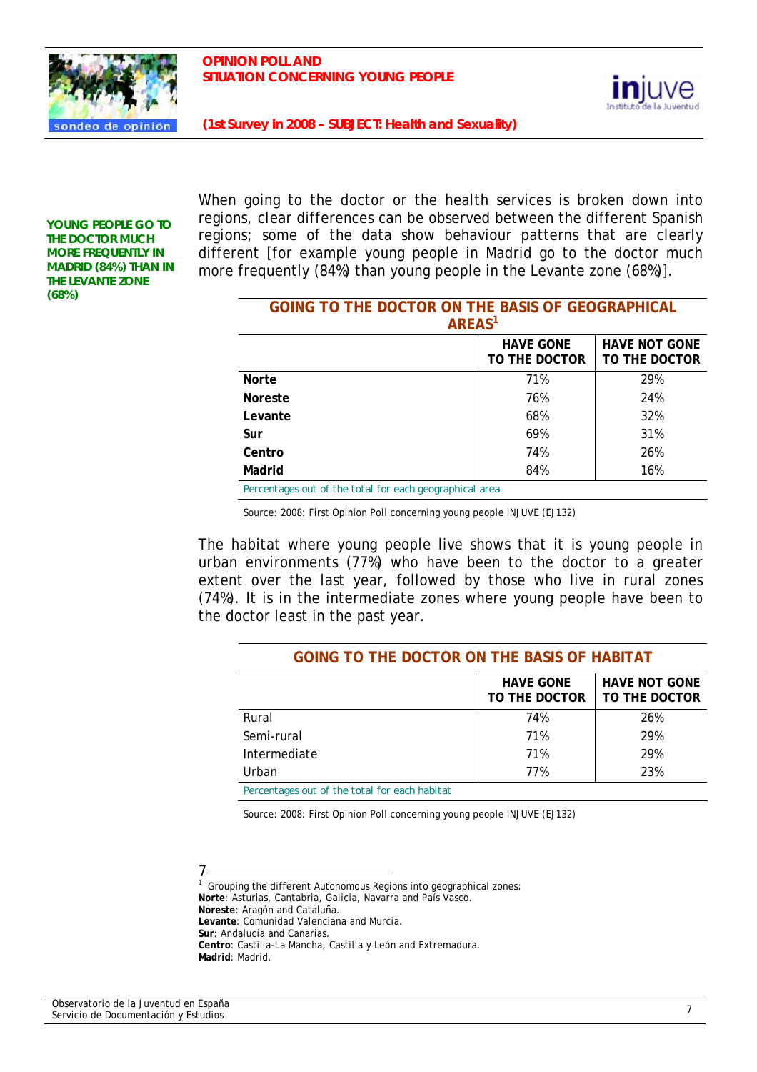**YOUNG PEOPLE GO TO THE DOCTOR MUCH MORE FREQUENTLY IN MADRID (84%) THAN IN THE LEVANTE ZONE (68%)**

When going to the doctor or the health services is broken down into regions, clear differences can be observed between the different Spanish regions; some of the data show behaviour patterns that are clearly different [for example young people in Madrid go to the doctor much more frequently (84%) than young people in the Levante zone (68%)].

**GOING TO THE DOCTOR ON THE BASIS OF GEOGRAPHICAL AREAS[1]**

| | HAVE GONE TO THE DOCTOR | HAVE NOT GONE TO THE DOCTOR |
|---|---|---|
| **Norte** | 71% | 29% |
| **Noreste** | 76% | 24% |
| **Levante** | 68% | 32% |
| **Sur** | 69% | 31% |
| **Centro** | 74% | 26% |
| **Madrid** | 84% | 16% |

Percentages out of the total for each geographical area

Source: 2008: First Opinion Poll concerning young people INJUVE (EJ132)

The habitat where young people live shows that it is young people in urban environments (77%) who have been to the doctor to a greater extent over the last year, followed by those who live in rural zones (74%). It is in the intermediate zones where young people have been to the doctor least in the past year.

**GOING TO THE DOCTOR ON THE BASIS OF HABITAT**

| | HAVE GONE TO THE DOCTOR | HAVE NOT GONE TO THE DOCTOR |
|---|---|---|
| Rural | 74% | 26% |
| Semi-rural | 71% | 29% |
| Intermediate | 71% | 29% |
| Urban | 77% | 23% |

Percentages out of the total for each habitat

Source: 2008: First Opinion Poll concerning young people INJUVE (EJ132)

---

[1] Grouping the different Autonomous Regions into geographical zones:
**Norte**: Asturias, Cantabria, Galicia, Navarra and País Vasco.
**Noreste**: Aragón and Cataluña.
**Levante**: Comunidad Valenciana and Murcia.
**Sur**: Andalucía and Canarias.
**Centro**: Castilla-La Mancha, Castilla y León and Extremadura.
**Madrid**: Madrid.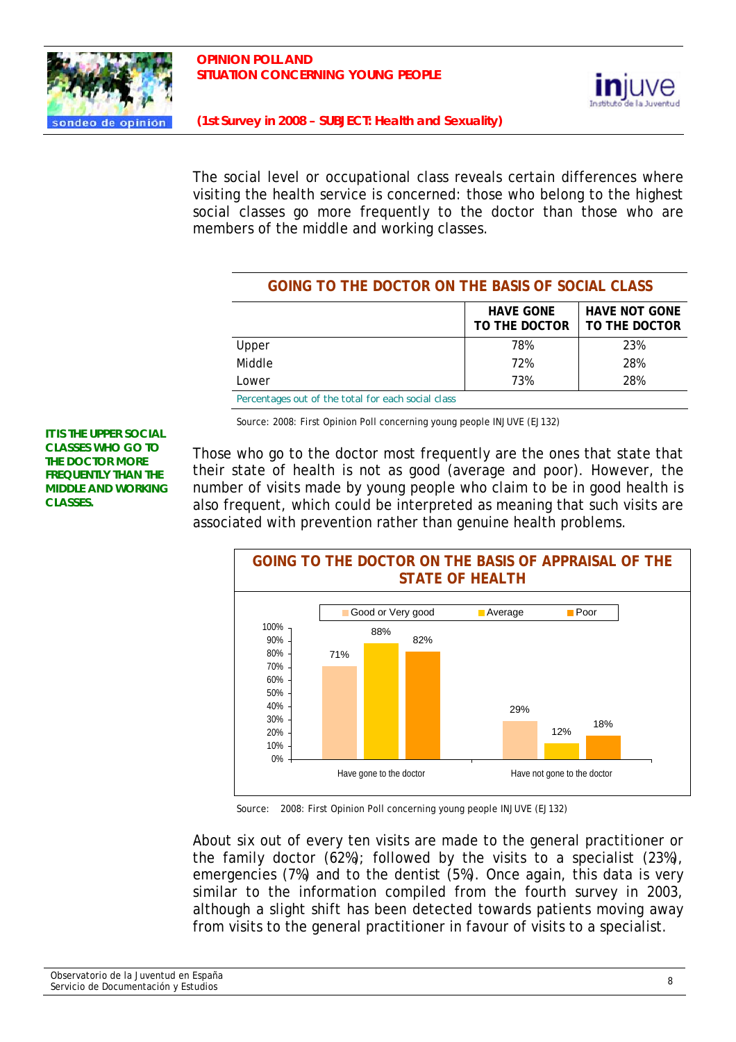The social level or occupational class reveals certain differences where visiting the health service is concerned: those who belong to the highest social classes go more frequently to the doctor than those who are members of the middle and working classes.

**GOING TO THE DOCTOR ON THE BASIS OF SOCIAL CLASS**

| | HAVE GONE TO THE DOCTOR | HAVE NOT GONE TO THE DOCTOR |
|---|---|---|
| Upper | 78% | 23% |
| Middle | 72% | 28% |
| Lower | 73% | 28% |

Percentages out of the total for each social class

Source: 2008: First Opinion Poll concerning young people INJUVE (EJ132)

**IT IS THE UPPER SOCIAL CLASSES WHO GO TO THE DOCTOR MORE FREQUENTLY THAN THE MIDDLE AND WORKING CLASSES.**

Those who go to the doctor most frequently are the ones that state that their state of health is not as good (average and poor). However, the number of visits made by young people who claim to be in good health is also frequent, which could be interpreted as meaning that such visits are associated with prevention rather than genuine health problems.

**GOING TO THE DOCTOR ON THE BASIS OF APPRAISAL OF THE STATE OF HEALTH**

| | Good or Very good | Average | Poor |
|---|---|---|---|
| Have gone to the doctor | 71% | 88% | 82% |
| Have not gone to the doctor | 29% | 12% | 18% |

Source: 2008: First Opinion Poll concerning young people INJUVE (EJ132)

About six out of every ten visits are made to the general practitioner or the family doctor (62%); followed by the visits to a specialist (23%), emergencies (7%) and to the dentist (5%). Once again, this data is very similar to the information compiled from the fourth survey in 2003, although a slight shift has been detected towards patients moving away from visits to the general practitioner in favour of visits to a specialist.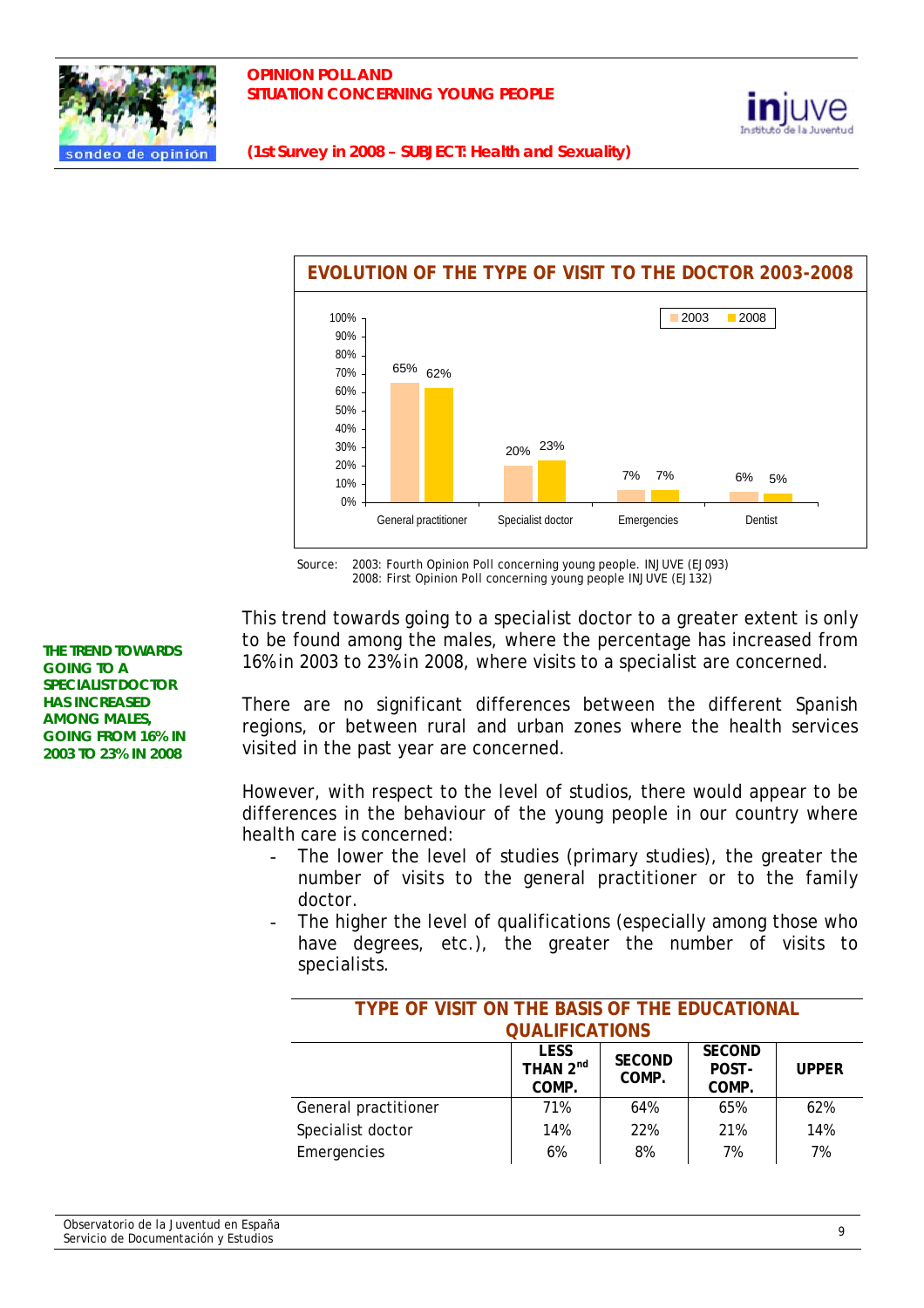## EVOLUTION OF THE TYPE OF VISIT TO THE DOCTOR 2003-2008

| | 2003 | 2008 |
|---|---|---|
| General practitioner | 65% | 62% |
| Specialist doctor | 20% | 23% |
| Emergencies | 7% | 7% |
| Dentist | 6% | 5% |

Source: 2003: Fourth Opinion Poll concerning young people. INJUVE (EJ093)
2008: First Opinion Poll concerning young people INJUVE (EJ132)

**THE TREND TOWARDS GOING TO A SPECIALIST DOCTOR HAS INCREASED AMONG MALES, GOING FROM 16% IN 2003 TO 23% IN 2008**

This trend towards going to a specialist doctor to a greater extent is only to be found among the males, where the percentage has increased from 16% in 2003 to 23% in 2008, where visits to a specialist are concerned.

There are no significant differences between the different Spanish regions, or between rural and urban zones where the health services visited in the past year are concerned.

However, with respect to the level of studios, there would appear to be differences in the behaviour of the young people in our country where health care is concerned:

- The lower the level of studies (primary studies), the greater the number of visits to the general practitioner or to the family doctor.
- The higher the level of qualifications (especially among those who have degrees, etc.), the greater the number of visits to specialists.

## TYPE OF VISIT ON THE BASIS OF THE EDUCATIONAL QUALIFICATIONS

| | LESS THAN 2nd COMP. | SECOND COMP. | SECOND POST-COMP. | UPPER |
|---|---|---|---|---|
| General practitioner | 71% | 64% | 65% | 62% |
| Specialist doctor | 14% | 22% | 21% | 14% |
| Emergencies | 6% | 8% | 7% | 7% |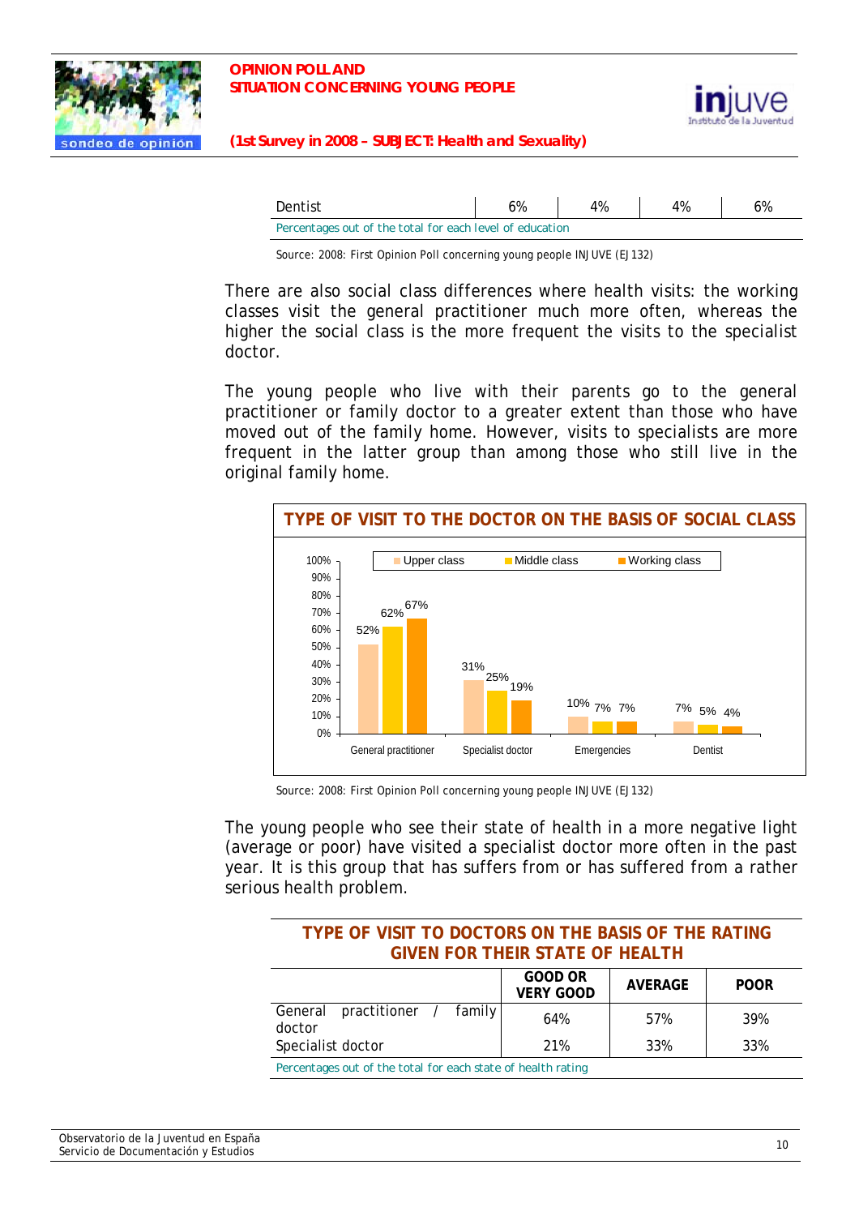| Dentist | 6% | 4% | 4% | 6% |
|---|---|---|---|---|

Percentages out of the total for each level of education

Source: 2008: First Opinion Poll concerning young people INJUVE (EJ132)

There are also social class differences where health visits: the working classes visit the general practitioner much more often, whereas the higher the social class is the more frequent the visits to the specialist doctor.

The young people who live with their parents go to the general practitioner or family doctor to a greater extent than those who have moved out of the family home. However, visits to specialists are more frequent in the latter group than among those who still live in the original family home.

**TYPE OF VISIT TO THE DOCTOR ON THE BASIS OF SOCIAL CLASS**

| | Upper class | Middle class | Working class |
|---|---|---|---|
| General practitioner | 52% | 62% | 67% |
| Specialist doctor | 31% | 25% | 19% |
| Emergencies | 10% | 7% | 7% |
| Dentist | 7% | 5% | 4% |

Source: 2008: First Opinion Poll concerning young people INJUVE (EJ132)

The young people who see their state of health in a more negative light (average or poor) have visited a specialist doctor more often in the past year. It is this group that has suffers from or has suffered from a rather serious health problem.

**TYPE OF VISIT TO DOCTORS ON THE BASIS OF THE RATING GIVEN FOR THEIR STATE OF HEALTH**

| | GOOD OR VERY GOOD | AVERAGE | POOR |
|---|---|---|---|
| General practitioner / family doctor | 64% | 57% | 39% |
| Specialist doctor | 21% | 33% | 33% |

Percentages out of the total for each state of health rating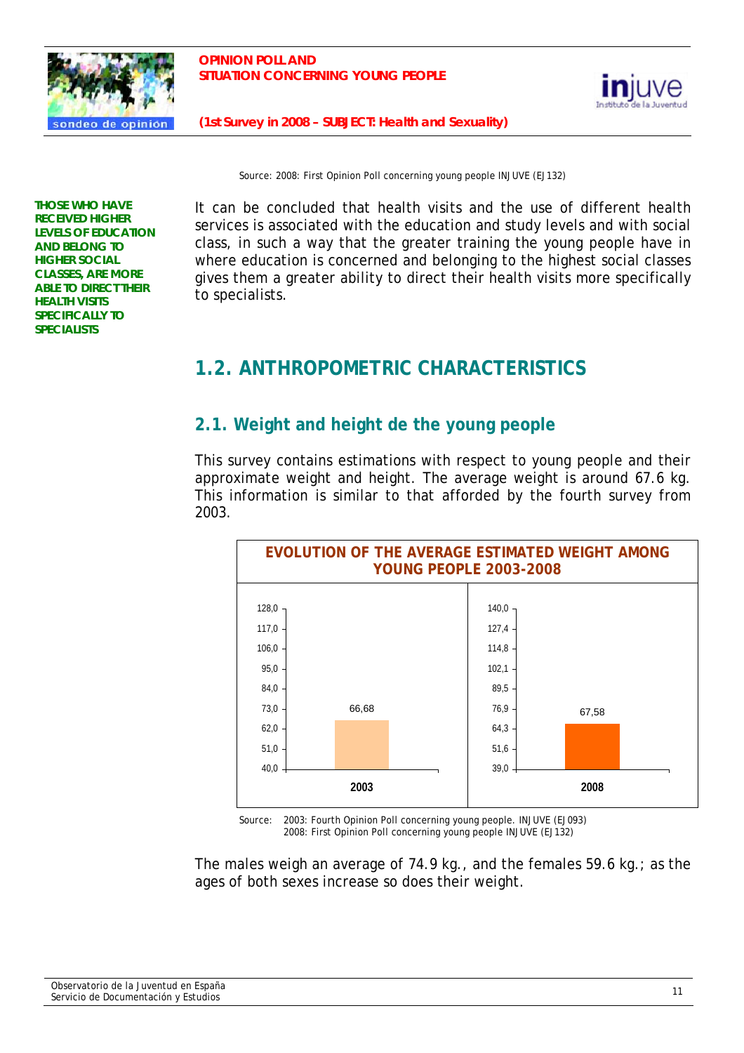Source: 2008: First Opinion Poll concerning young people INJUVE (EJ132)

**THOSE WHO HAVE RECEIVED HIGHER LEVELS OF EDUCATION AND BELONG TO HIGHER SOCIAL CLASSES, ARE MORE ABLE TO DIRECT THEIR HEALTH VISITS SPECIFICALLY TO SPECIALISTS**

It can be concluded that health visits and the use of different health services is associated with the education and study levels and with social class, in such a way that the greater training the young people have in where education is concerned and belonging to the highest social classes gives them a greater ability to direct their health visits more specifically to specialists.

## 1.2. ANTHROPOMETRIC CHARACTERISTICS

### 2.1. Weight and height de the young people

This survey contains estimations with respect to young people and their approximate weight and height. The average weight is around 67.6 kg. This information is similar to that afforded by the fourth survey from 2003.

**EVOLUTION OF THE AVERAGE ESTIMATED WEIGHT AMONG YOUNG PEOPLE 2003-2008**

| Year | Average estimated weight |
|---|---|
| 2003 | 66,68 |
| 2008 | 67,58 |

Source: 2003: Fourth Opinion Poll concerning young people. INJUVE (EJ093)
2008: First Opinion Poll concerning young people INJUVE (EJ132)

The males weigh an average of 74.9 kg., and the females 59.6 kg.; as the ages of both sexes increase so does their weight.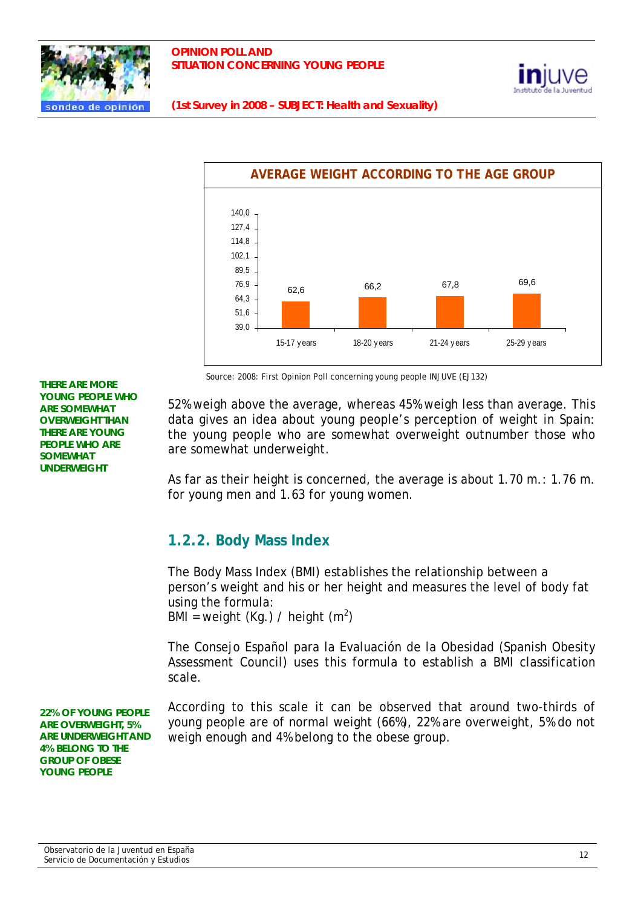**AVERAGE WEIGHT ACCORDING TO THE AGE GROUP**

| Age group | Average weight |
|---|---|
| 15-17 years | 62,6 |
| 18-20 years | 66,2 |
| 21-24 years | 67,8 |
| 25-29 years | 69,6 |

Source: 2008: First Opinion Poll concerning young people INJUVE (EJ132)

**THERE ARE MORE YOUNG PEOPLE WHO ARE SOMEWHAT OVERWEIGHT THAN THERE ARE YOUNG PEOPLE WHO ARE SOMEWHAT UNDERWEIGHT**

52% weigh above the average, whereas 45% weigh less than average. This data gives an idea about young people's perception of weight in Spain: the young people who are somewhat overweight outnumber those who are somewhat underweight.

As far as their height is concerned, the average is about 1.70 m.: 1.76 m. for young men and 1.63 for young women.

## 1.2.2. Body Mass Index

The Body Mass Index (BMI) establishes the relationship between a person's weight and his or her height and measures the level of body fat using the formula:

BMI = weight (Kg.) / height ($m^2$)

The Consejo Español para la Evaluación de la Obesidad (Spanish Obesity Assessment Council) uses this formula to establish a BMI classification scale.

**22% OF YOUNG PEOPLE ARE OVERWEIGHT, 5% ARE UNDERWEIGHT AND 4% BELONG TO THE GROUP OF OBESE YOUNG PEOPLE**

According to this scale it can be observed that around two-thirds of young people are of normal weight (66%), 22% are overweight, 5% do not weigh enough and 4% belong to the obese group.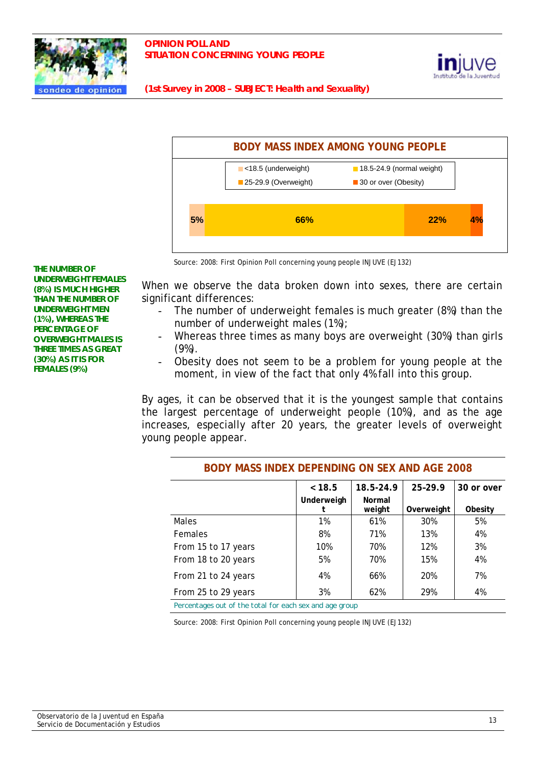**BODY MASS INDEX AMONG YOUNG PEOPLE**

| <18.5 (underweight) | 18.5-24.9 (normal weight) | 25-29.9 (Overweight) | 30 or over (Obesity) |
|---|---|---|---|
| 5% | 66% | 22% | 4% |

Source: 2008: First Opinion Poll concerning young people INJUVE (EJ132)

**THE NUMBER OF UNDERWEIGHT FEMALES (8%) IS MUCH HIGHER THAN THE NUMBER OF UNDERWEIGHT MEN (1%), WHEREAS THE PERCENTAGE OF OVERWEIGHT MALES IS THREE TIMES AS GREAT (30%) AS IT IS FOR FEMALES (9%)**

When we observe the data broken down into sexes, there are certain significant differences:

- The number of underweight females is much greater (8%) than the number of underweight males (1%);
- Whereas three times as many boys are overweight (30%) than girls (9%).
- Obesity does not seem to be a problem for young people at the moment, in view of the fact that only 4% fall into this group.

By ages, it can be observed that it is the youngest sample that contains the largest percentage of underweight people (10%), and as the age increases, especially after 20 years, the greater levels of overweight young people appear.

**BODY MASS INDEX DEPENDING ON SEX AND AGE 2008**

| | < 18.5 Underweight | 18.5-24.9 Normal weight | 25-29.9 Overweight | 30 or over Obesity |
|---|---|---|---|---|
| Males | 1% | 61% | 30% | 5% |
| Females | 8% | 71% | 13% | 4% |
| From 15 to 17 years | 10% | 70% | 12% | 3% |
| From 18 to 20 years | 5% | 70% | 15% | 4% |
| From 21 to 24 years | 4% | 66% | 20% | 7% |
| From 25 to 29 years | 3% | 62% | 29% | 4% |

Percentages out of the total for each sex and age group

Source: 2008: First Opinion Poll concerning young people INJUVE (EJ132)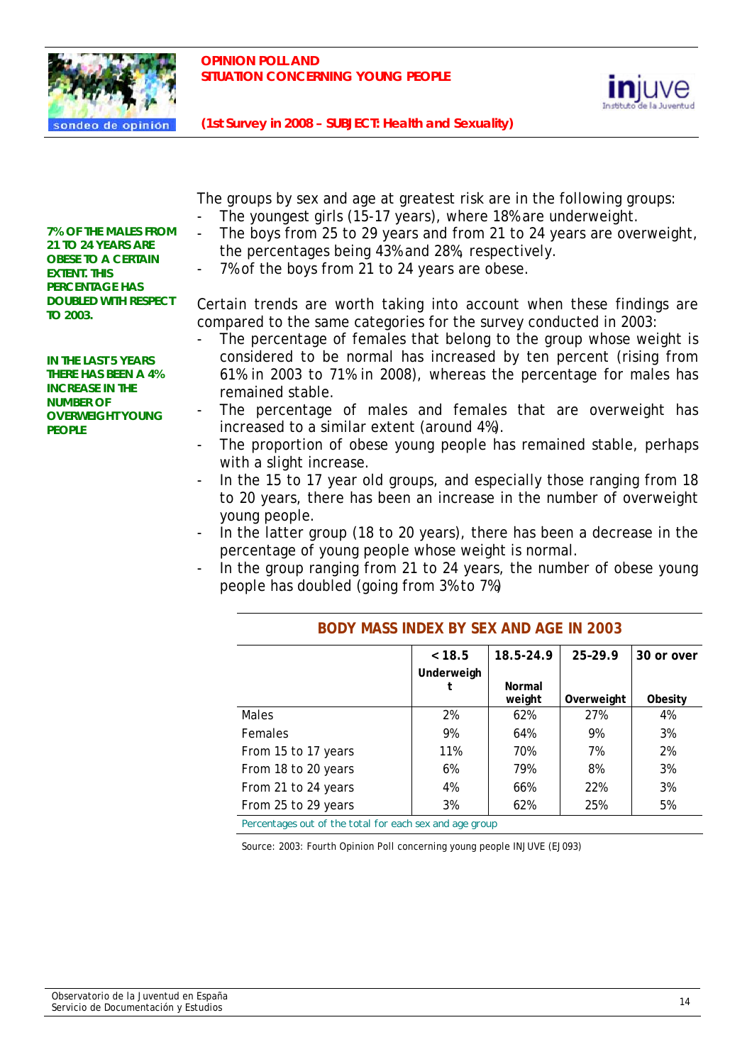**7% OF THE MALES FROM 21 TO 24 YEARS ARE OBESE TO A CERTAIN EXTENT. THIS PERCENTAGE HAS DOUBLED WITH RESPECT TO 2003.**

**IN THE LAST 5 YEARS THERE HAS BEEN A 4% INCREASE IN THE NUMBER OF OVERWEIGHT YOUNG PEOPLE**

The groups by sex and age at greatest risk are in the following groups:

- The youngest girls (15-17 years), where 18% are underweight.
- The boys from 25 to 29 years and from 21 to 24 years are overweight, the percentages being 43% and 28%, respectively.
- 7% of the boys from 21 to 24 years are obese.

Certain trends are worth taking into account when these findings are compared to the same categories for the survey conducted in 2003:

- The percentage of females that belong to the group whose weight is considered to be normal has increased by ten percent (rising from 61% in 2003 to 71% in 2008), whereas the percentage for males has remained stable.
- The percentage of males and females that are overweight has increased to a similar extent (around 4%).
- The proportion of obese young people has remained stable, perhaps with a slight increase.
- In the 15 to 17 year old groups, and especially those ranging from 18 to 20 years, there has been an increase in the number of overweight young people.
- In the latter group (18 to 20 years), there has been a decrease in the percentage of young people whose weight is normal.
- In the group ranging from 21 to 24 years, the number of obese young people has doubled (going from 3% to 7%)

**BODY MASS INDEX BY SEX AND AGE IN 2003**

| | < 18.5 Underweight | 18.5-24.9 Normal weight | 25-29.9 Overweight | 30 or over Obesity |
|---|---|---|---|---|
| Males | 2% | 62% | 27% | 4% |
| Females | 9% | 64% | 9% | 3% |
| From 15 to 17 years | 11% | 70% | 7% | 2% |
| From 18 to 20 years | 6% | 79% | 8% | 3% |
| From 21 to 24 years | 4% | 66% | 22% | 3% |
| From 25 to 29 years | 3% | 62% | 25% | 5% |

Percentages out of the total for each sex and age group

Source: 2003: Fourth Opinion Poll concerning young people INJUVE (EJ093)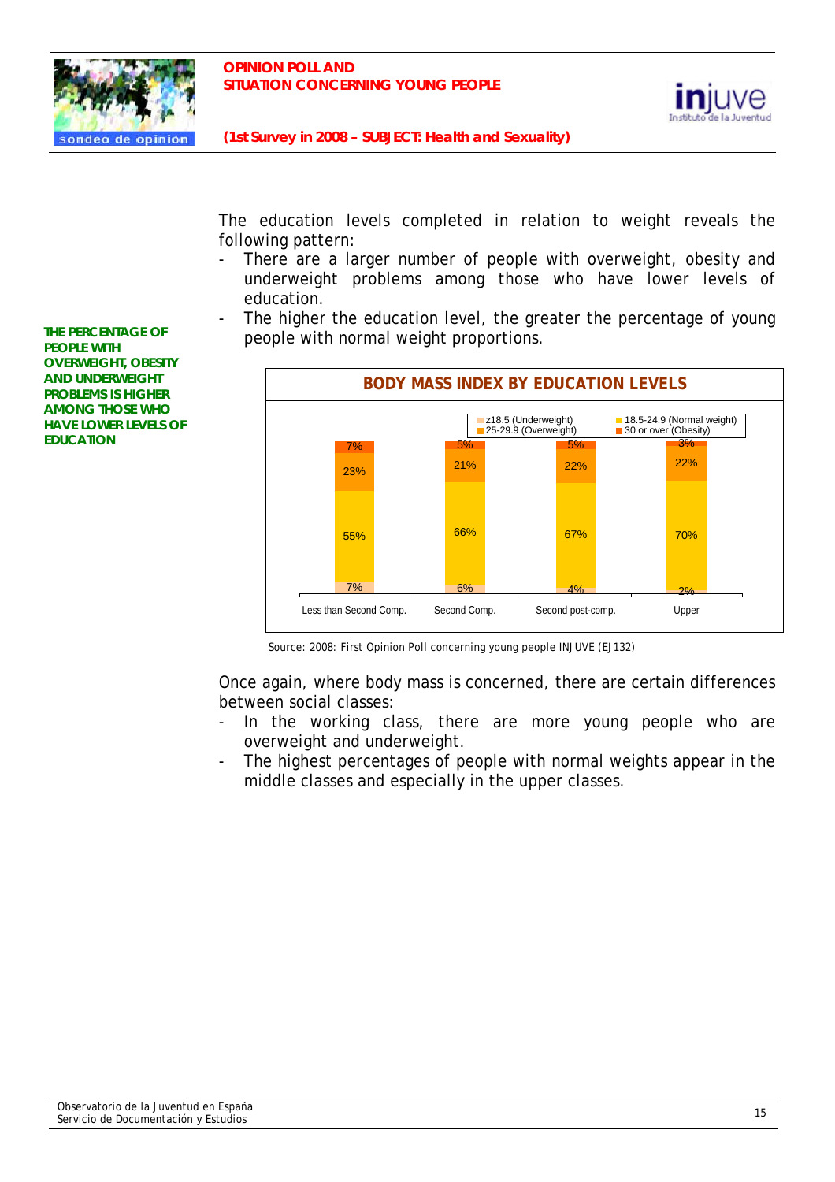The education levels completed in relation to weight reveals the following pattern:

- There are a larger number of people with overweight, obesity and underweight problems among those who have lower levels of education.
- The higher the education level, the greater the percentage of young people with normal weight proportions.

**THE PERCENTAGE OF PEOPLE WITH OVERWEIGHT, OBESITY AND UNDERWEIGHT PROBLEMS IS HIGHER AMONG THOSE WHO HAVE LOWER LEVELS OF EDUCATION**

**BODY MASS INDEX BY EDUCATION LEVELS**

| | Less than Second Comp. | Second Comp. | Second post-comp. | Upper |
|---|---|---|---|---|
| ≤18.5 (Underweight) | 7% | 6% | 4% | 2% |
| 18.5-24.9 (Normal weight) | 55% | 66% | 67% | 70% |
| 25-29.9 (Overweight) | 23% | 21% | 22% | 22% |
| 30 or over (Obesity) | 7% | 5% | 5% | 3% |

Source: 2008: First Opinion Poll concerning young people INJUVE (EJ132)

Once again, where body mass is concerned, there are certain differences between social classes:

- In the working class, there are more young people who are overweight and underweight.
- The highest percentages of people with normal weights appear in the middle classes and especially in the upper classes.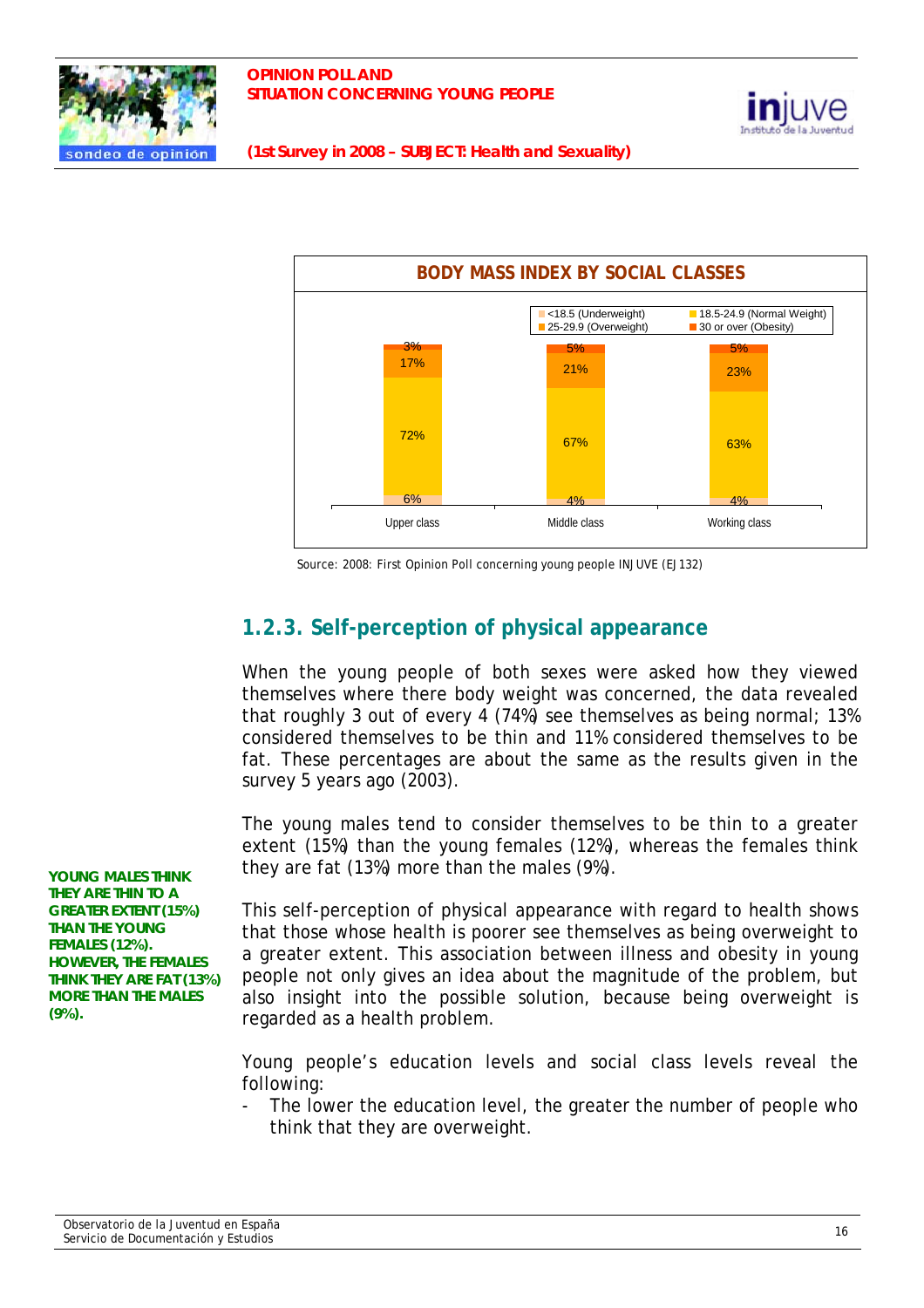**BODY MASS INDEX BY SOCIAL CLASSES**

| | Upper class | Middle class | Working class |
|---|---|---|---|
| <18.5 (Underweight) | 6% | 4% | 4% |
| 18.5-24.9 (Normal Weight) | 72% | 67% | 63% |
| 25-29.9 (Overweight) | 17% | 21% | 23% |
| 30 or over (Obesity) | 3% | 5% | 5% |

Source: 2008: First Opinion Poll concerning young people INJUVE (EJ132)

### 1.2.3. Self-perception of physical appearance

When the young people of both sexes were asked how they viewed themselves where there body weight was concerned, the data revealed that roughly 3 out of every 4 (74%) see themselves as being normal; 13% considered themselves to be thin and 11% considered themselves to be fat. These percentages are about the same as the results given in the survey 5 years ago (2003).

**YOUNG MALES THINK THEY ARE THIN TO A GREATER EXTENT (15%) THAN THE YOUNG FEMALES (12%). HOWEVER, THE FEMALES THINK THEY ARE FAT (13%) MORE THAN THE MALES (9%).**

The young males tend to consider themselves to be thin to a greater extent (15%) than the young females (12%), whereas the females think they are fat (13%) more than the males (9%).

This self-perception of physical appearance with regard to health shows that those whose health is poorer see themselves as being overweight to a greater extent. This association between illness and obesity in young people not only gives an idea about the magnitude of the problem, but also insight into the possible solution, because being overweight is regarded as a health problem.

Young people's education levels and social class levels reveal the following:

- The lower the education level, the greater the number of people who think that they are overweight.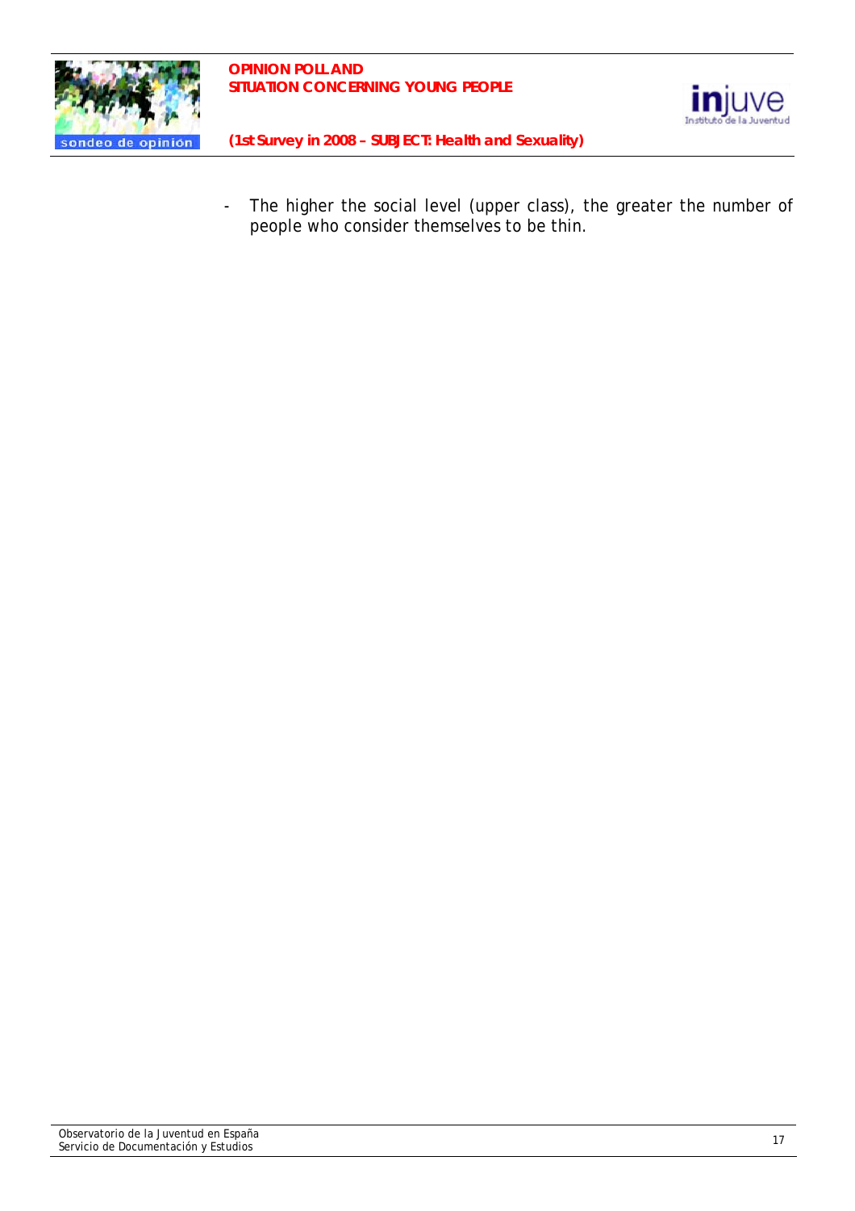- The higher the social level (upper class), the greater the number of people who consider themselves to be thin.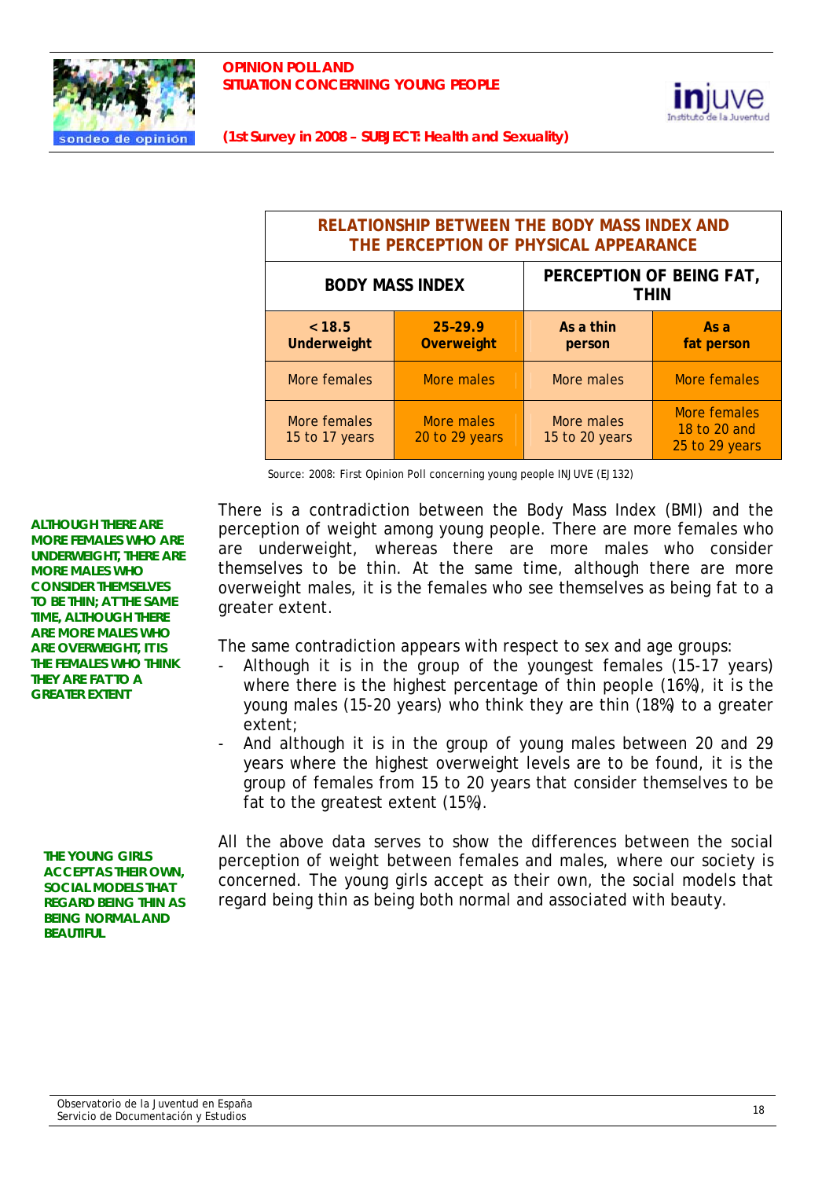| RELATIONSHIP BETWEEN THE BODY MASS INDEX AND THE PERCEPTION OF PHYSICAL APPEARANCE | | | |
|---|---|---|---|
| **BODY MASS INDEX** | | **PERCEPTION OF BEING FAT, THIN** | |
| **< 18.5 Underweight** | **25-29.9 Overweight** | **As a thin person** | **As a fat person** |
| More females | More males | More males | More females |
| More females 15 to 17 years | More males 20 to 29 years | More males 15 to 20 years | More females 18 to 20 and 25 to 29 years |

Source: 2008: First Opinion Poll concerning young people INJUVE (EJ132)

**ALTHOUGH THERE ARE MORE FEMALES WHO ARE UNDERWEIGHT, THERE ARE MORE MALES WHO CONSIDER THEMSELVES TO BE THIN; AT THE SAME TIME, ALTHOUGH THERE ARE MORE MALES WHO ARE OVERWEIGHT, IT IS THE FEMALES WHO THINK THEY ARE FAT TO A GREATER EXTENT**

There is a contradiction between the Body Mass Index (BMI) and the perception of weight among young people. There are more females who are underweight, whereas there are more males who consider themselves to be thin. At the same time, although there are more overweight males, it is the females who see themselves as being fat to a greater extent.

The same contradiction appears with respect to sex and age groups:

- Although it is in the group of the youngest females (15-17 years) where there is the highest percentage of thin people (16%), it is the young males (15-20 years) who think they are thin (18%) to a greater extent;
- And although it is in the group of young males between 20 and 29 years where the highest overweight levels are to be found, it is the group of females from 15 to 20 years that consider themselves to be fat to the greatest extent (15%).

**THE YOUNG GIRLS ACCEPT AS THEIR OWN, SOCIAL MODELS THAT REGARD BEING THIN AS BEING NORMAL AND BEAUTIFUL**

All the above data serves to show the differences between the social perception of weight between females and males, where our society is concerned. The young girls accept as their own, the social models that regard being thin as being both normal and associated with beauty.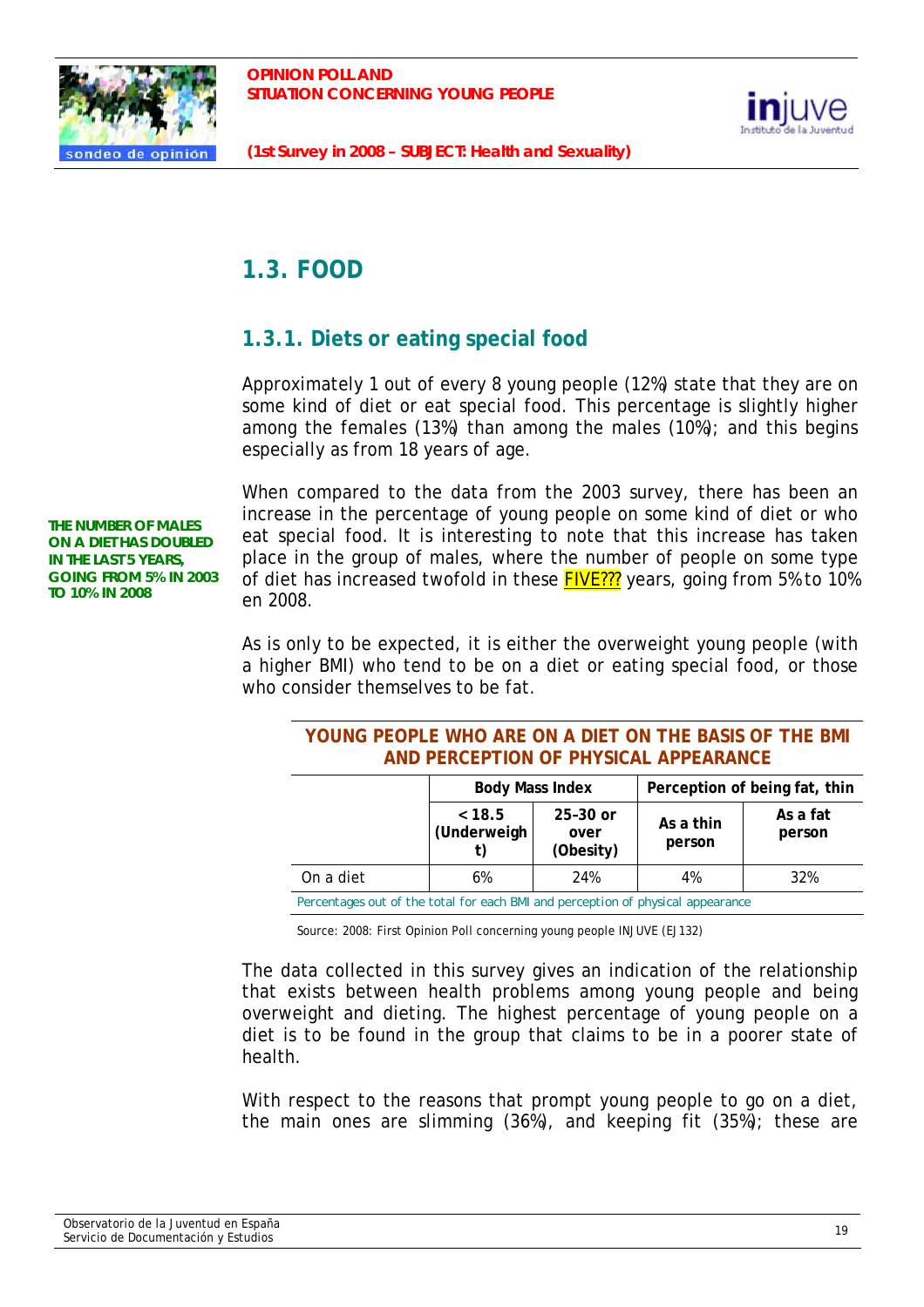## 1.3. FOOD

### 1.3.1. Diets or eating special food

Approximately 1 out of every 8 young people (12%) state that they are on some kind of diet or eat special food. This percentage is slightly higher among the females (13%) than among the males (10%); and this begins especially as from 18 years of age.

**THE NUMBER OF MALES ON A DIET HAS DOUBLED IN THE LAST 5 YEARS, GOING FROM 5% IN 2003 TO 10% IN 2008**

When compared to the data from the 2003 survey, there has been an increase in the percentage of young people on some kind of diet or who eat special food. It is interesting to note that this increase has taken place in the group of males, where the number of people on some type of diet has increased twofold in these FIVE??? years, going from 5% to 10% en 2008.

As is only to be expected, it is either the overweight young people (with a higher BMI) who tend to be on a diet or eating special food, or those who consider themselves to be fat.

**YOUNG PEOPLE WHO ARE ON A DIET ON THE BASIS OF THE BMI AND PERCEPTION OF PHYSICAL APPEARANCE**

| | Body Mass Index | | Perception of being fat, thin | |
|---|---|---|---|---|
| | < 18.5 (Underweight) | 25-30 or over (Obesity) | As a thin person | As a fat person |
| On a diet | 6% | 24% | 4% | 32% |

Percentages out of the total for each BMI and perception of physical appearance

Source: 2008: First Opinion Poll concerning young people INJUVE (EJ132)

The data collected in this survey gives an indication of the relationship that exists between health problems among young people and being overweight and dieting. The highest percentage of young people on a diet is to be found in the group that claims to be in a poorer state of health.

With respect to the reasons that prompt young people to go on a diet, the main ones are slimming (36%), and keeping fit (35%); these are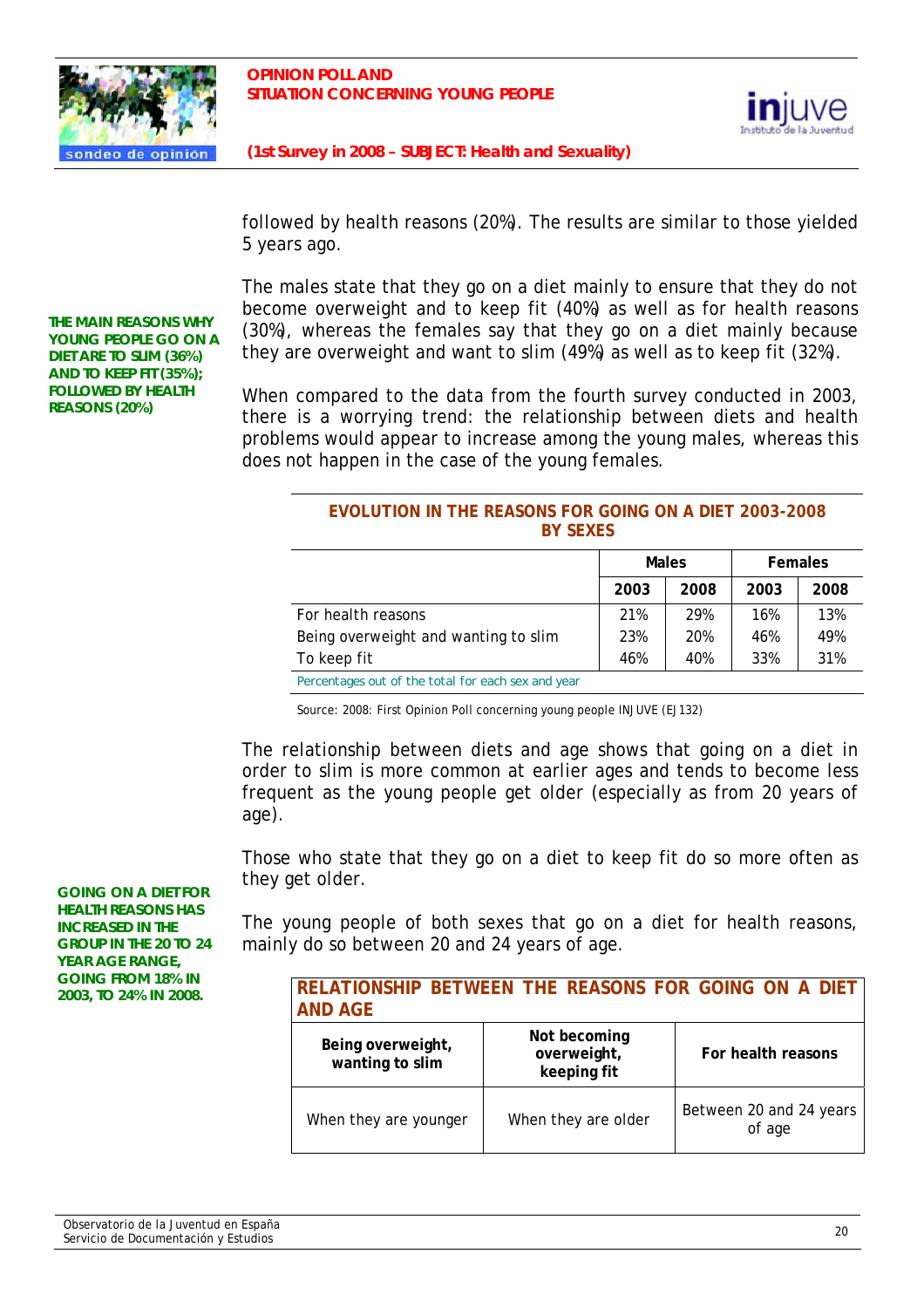followed by health reasons (20%). The results are similar to those yielded 5 years ago.

**THE MAIN REASONS WHY YOUNG PEOPLE GO ON A DIET ARE TO SLIM (36%) AND TO KEEP FIT (35%); FOLLOWED BY HEALTH REASONS (20%)**

The males state that they go on a diet mainly to ensure that they do not become overweight and to keep fit (40%) as well as for health reasons (30%), whereas the females say that they go on a diet mainly because they are overweight and want to slim (49%) as well as to keep fit (32%).

When compared to the data from the fourth survey conducted in 2003, there is a worrying trend: the relationship between diets and health problems would appear to increase among the young males, whereas this does not happen in the case of the young females.

**EVOLUTION IN THE REASONS FOR GOING ON A DIET 2003-2008 BY SEXES**

| | Males | | Females | |
|---|---|---|---|---|
| | 2003 | 2008 | 2003 | 2008 |
| For health reasons | 21% | 29% | 16% | 13% |
| Being overweight and wanting to slim | 23% | 20% | 46% | 49% |
| To keep fit | 46% | 40% | 33% | 31% |

Percentages out of the total for each sex and year

Source: 2008: First Opinion Poll concerning young people INJUVE (EJ132)

The relationship between diets and age shows that going on a diet in order to slim is more common at earlier ages and tends to become less frequent as the young people get older (especially as from 20 years of age).

Those who state that they go on a diet to keep fit do so more often as they get older.

**GOING ON A DIET FOR HEALTH REASONS HAS INCREASED IN THE GROUP IN THE 20 TO 24 YEAR AGE RANGE, GOING FROM 18% IN 2003, TO 24% IN 2008.**

The young people of both sexes that go on a diet for health reasons, mainly do so between 20 and 24 years of age.

**RELATIONSHIP BETWEEN THE REASONS FOR GOING ON A DIET AND AGE**

| Being overweight, wanting to slim | Not becoming overweight, keeping fit | For health reasons |
|---|---|---|
| When they are younger | When they are older | Between 20 and 24 years of age |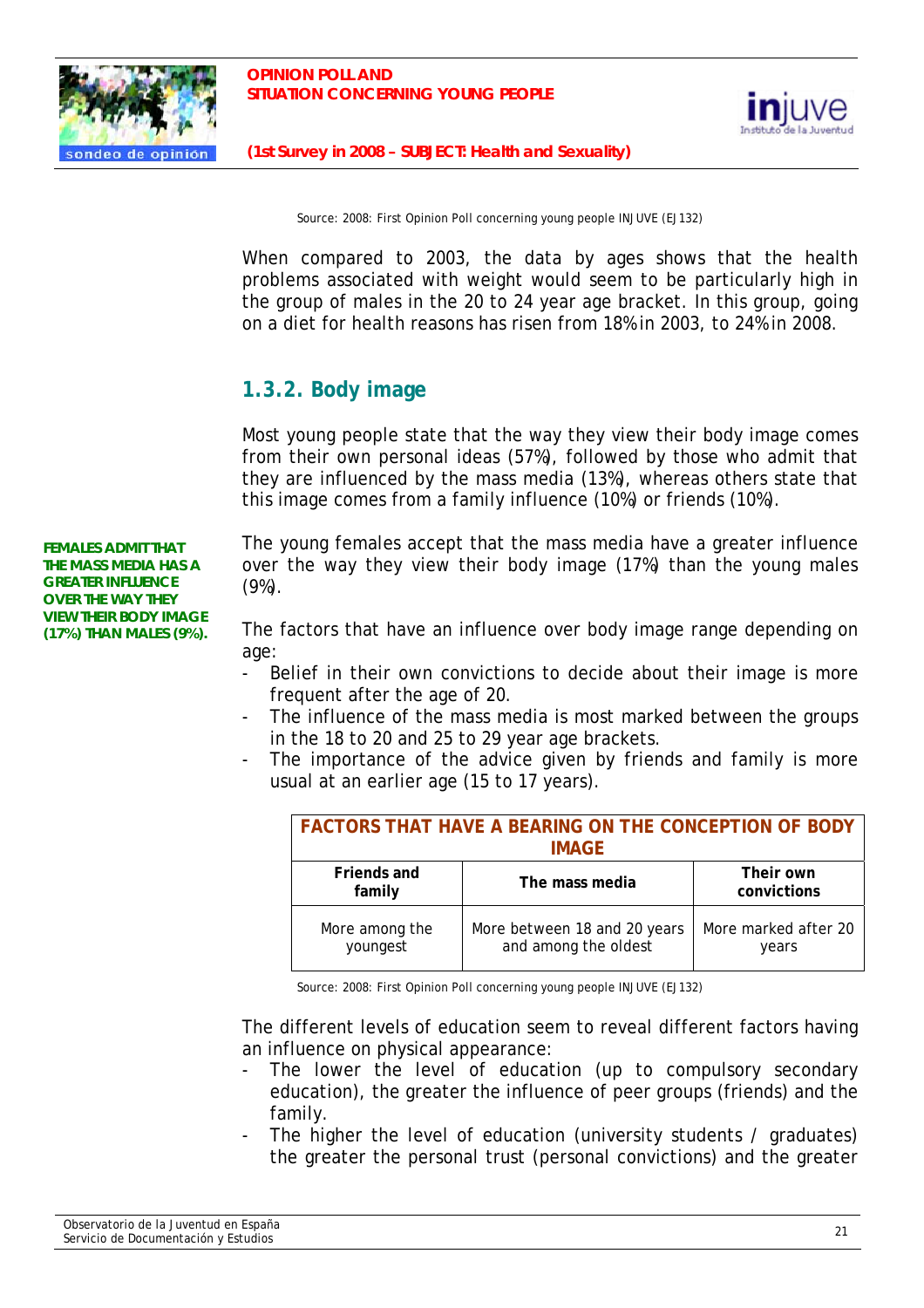Source: 2008: First Opinion Poll concerning young people INJUVE (EJ132)

When compared to 2003, the data by ages shows that the health problems associated with weight would seem to be particularly high in the group of males in the 20 to 24 year age bracket. In this group, going on a diet for health reasons has risen from 18% in 2003, to 24% in 2008.

### 1.3.2. Body image

Most young people state that the way they view their body image comes from their own personal ideas (57%), followed by those who admit that they are influenced by the mass media (13%), whereas others state that this image comes from a family influence (10%) or friends (10%).

**FEMALES ADMIT THAT THE MASS MEDIA HAS A GREATER INFLUENCE OVER THE WAY THEY VIEW THEIR BODY IMAGE (17%) THAN MALES (9%).**

The young females accept that the mass media have a greater influence over the way they view their body image (17%) than the young males (9%).

The factors that have an influence over body image range depending on age:

- Belief in their own convictions to decide about their image is more frequent after the age of 20.
- The influence of the mass media is most marked between the groups in the 18 to 20 and 25 to 29 year age brackets.
- The importance of the advice given by friends and family is more usual at an earlier age (15 to 17 years).

| FACTORS THAT HAVE A BEARING ON THE CONCEPTION OF BODY IMAGE | | |
|---|---|---|
| **Friends and family** | **The mass media** | **Their own convictions** |
| More among the youngest | More between 18 and 20 years and among the oldest | More marked after 20 years |

Source: 2008: First Opinion Poll concerning young people INJUVE (EJ132)

The different levels of education seem to reveal different factors having an influence on physical appearance:

- The lower the level of education (up to compulsory secondary education), the greater the influence of peer groups (friends) and the family.
- The higher the level of education (university students / graduates) the greater the personal trust (personal convictions) and the greater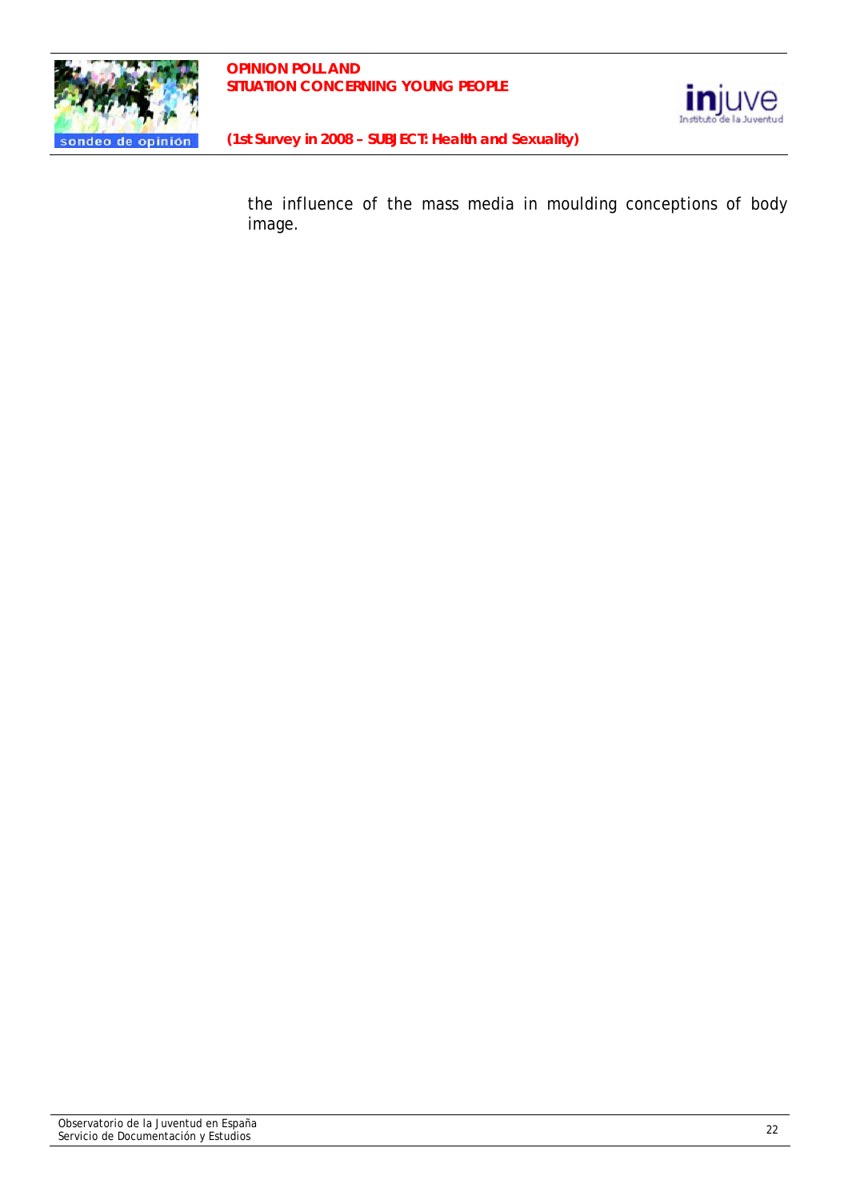the influence of the mass media in moulding conceptions of body image.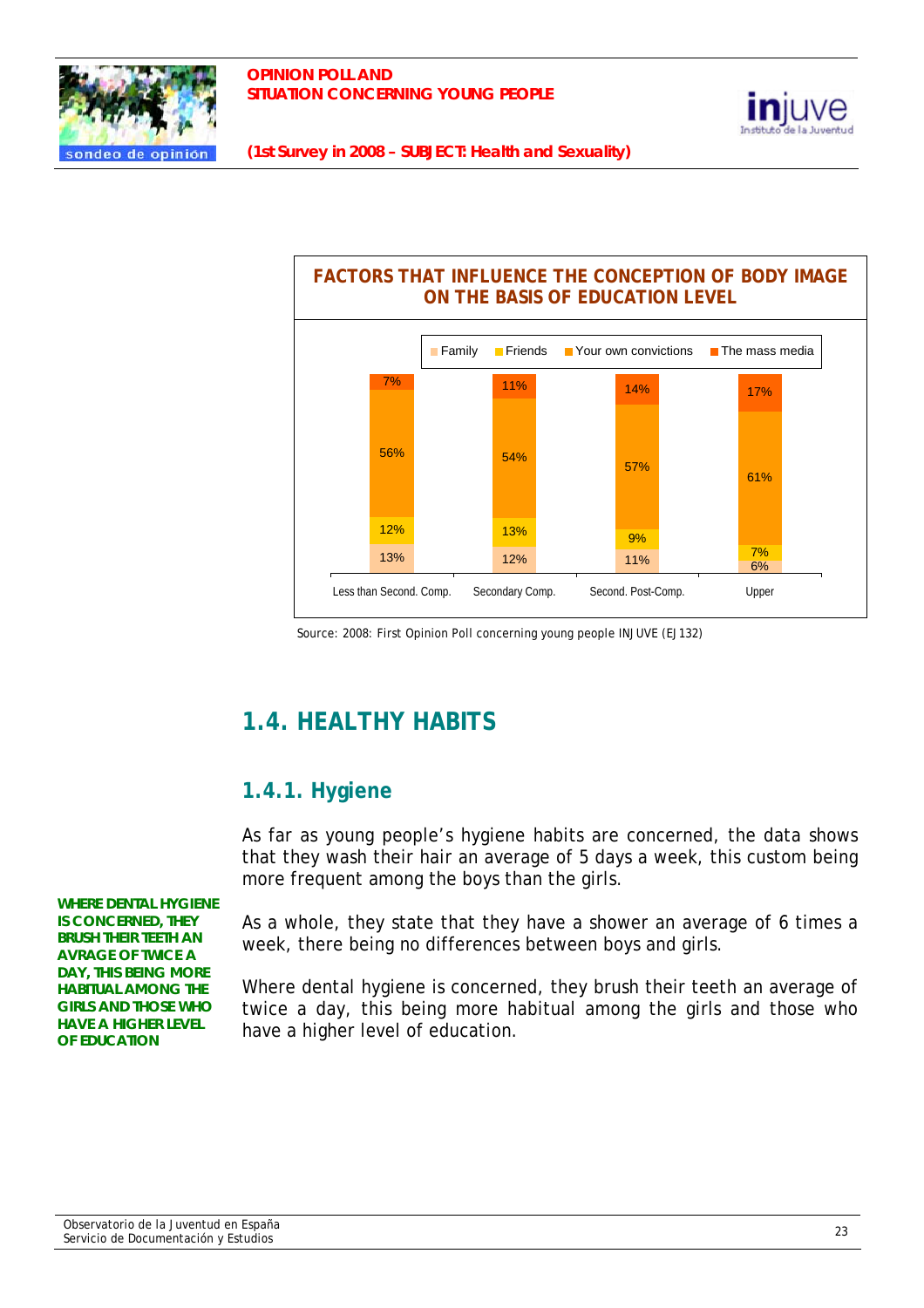**FACTORS THAT INFLUENCE THE CONCEPTION OF BODY IMAGE ON THE BASIS OF EDUCATION LEVEL**

| | Less than Second. Comp. | Secondary Comp. | Second. Post-Comp. | Upper |
|---|---|---|---|---|
| Family | 13% | 12% | 11% | 6% |
| Friends | 12% | 13% | 9% | 7% |
| Your own convictions | 56% | 54% | 57% | 61% |
| The mass media | 7% | 11% | 14% | 17% |

Source: 2008: First Opinion Poll concerning young people INJUVE (EJ132)

## 1.4. HEALTHY HABITS

### 1.4.1. Hygiene

As far as young people's hygiene habits are concerned, the data shows that they wash their hair an average of 5 days a week, this custom being more frequent among the boys than the girls.

**WHERE DENTAL HYGIENE IS CONCERNED, THEY BRUSH THEIR TEETH AN AVRAGE OF TWICE A DAY, THIS BEING MORE HABITUAL AMONG THE GIRLS AND THOSE WHO HAVE A HIGHER LEVEL OF EDUCATION**

As a whole, they state that they have a shower an average of 6 times a week, there being no differences between boys and girls.

Where dental hygiene is concerned, they brush their teeth an average of twice a day, this being more habitual among the girls and those who have a higher level of education.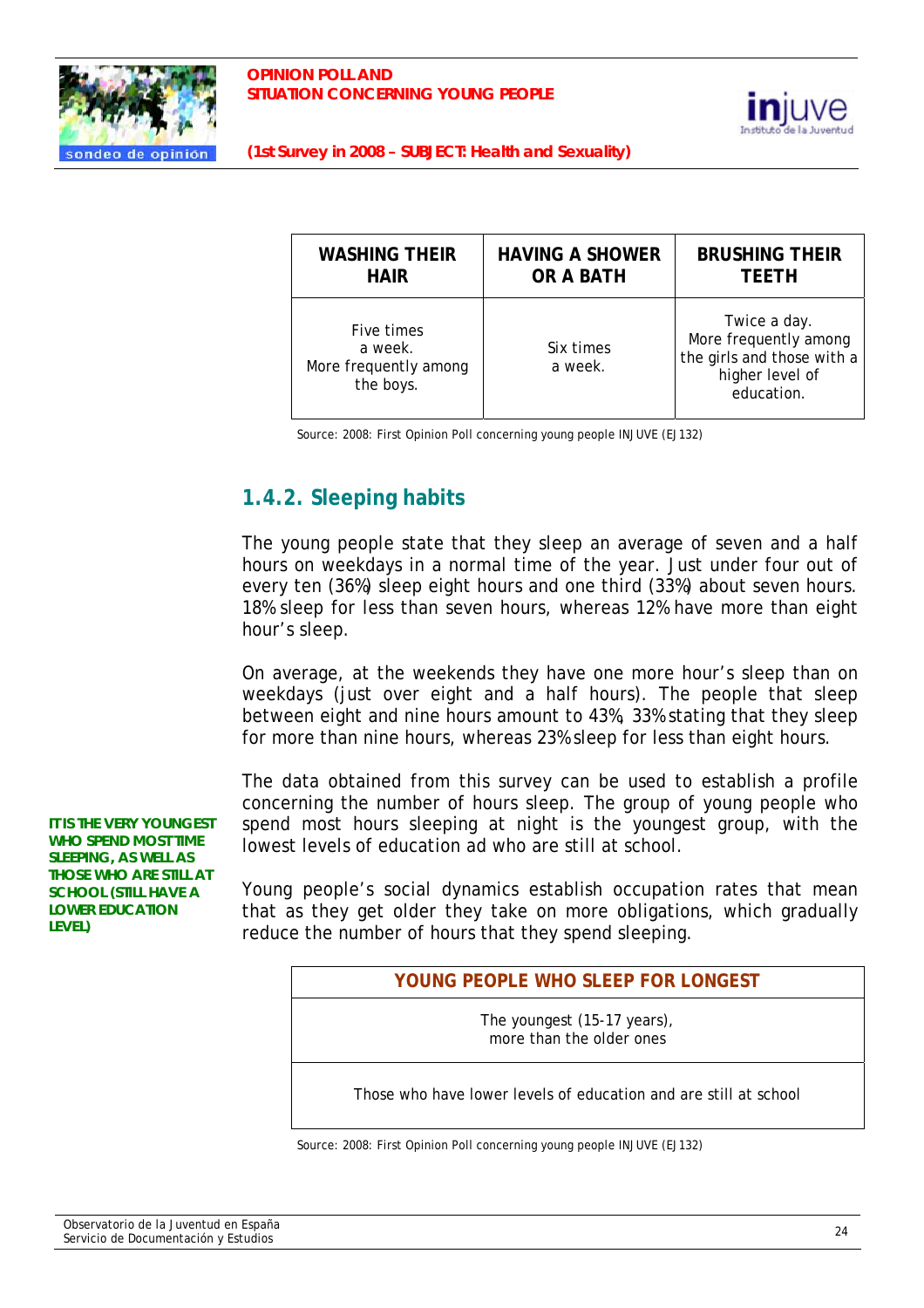| WASHING THEIR HAIR | HAVING A SHOWER OR A BATH | BRUSHING THEIR TEETH |
|---|---|---|
| Five times a week. More frequently among the boys. | Six times a week. | Twice a day. More frequently among the girls and those with a higher level of education. |

Source: 2008: First Opinion Poll concerning young people INJUVE (EJ132)

### 1.4.2. Sleeping habits

The young people state that they sleep an average of seven and a half hours on weekdays in a normal time of the year. Just under four out of every ten (36%) sleep eight hours and one third (33%) about seven hours. 18% sleep for less than seven hours, whereas 12% have more than eight hour's sleep.

On average, at the weekends they have one more hour's sleep than on weekdays (just over eight and a half hours). The people that sleep between eight and nine hours amount to 43%, 33% stating that they sleep for more than nine hours, whereas 23% sleep for less than eight hours.

**IT IS THE VERY YOUNGEST WHO SPEND MOST TIME SLEEPING, AS WELL AS THOSE WHO ARE STILL AT SCHOOL (STILL HAVE A LOWER EDUCATION LEVEL)**

The data obtained from this survey can be used to establish a profile concerning the number of hours sleep. The group of young people who spend most hours sleeping at night is the youngest group, with the lowest levels of education ad who are still at school.

Young people's social dynamics establish occupation rates that mean that as they get older they take on more obligations, which gradually reduce the number of hours that they spend sleeping.

| YOUNG PEOPLE WHO SLEEP FOR LONGEST |
|---|
| The youngest (15-17 years), more than the older ones |
| Those who have lower levels of education and are still at school |

Source: 2008: First Opinion Poll concerning young people INJUVE (EJ132)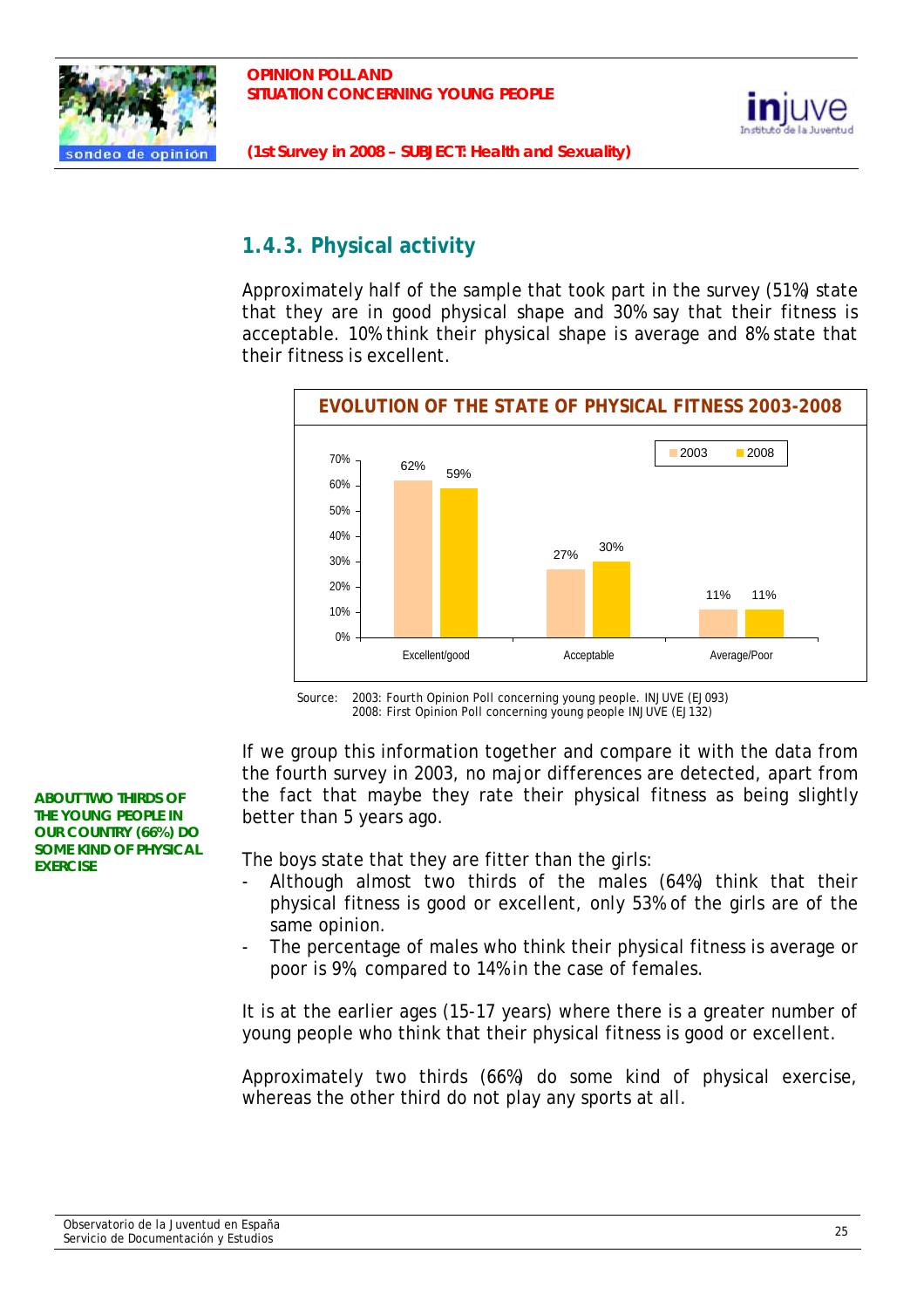### 1.4.3. Physical activity

Approximately half of the sample that took part in the survey (51%) state that they are in good physical shape and 30% say that their fitness is acceptable. 10% think their physical shape is average and 8% state that their fitness is excellent.

**EVOLUTION OF THE STATE OF PHYSICAL FITNESS 2003-2008**

| | 2003 | 2008 |
|---|---|---|
| Excellent/good | 62% | 59% |
| Acceptable | 27% | 30% |
| Average/Poor | 11% | 11% |

Source: 2003: Fourth Opinion Poll concerning young people. INJUVE (EJ093)
2008: First Opinion Poll concerning young people INJUVE (EJ132)

**ABOUT TWO THIRDS OF THE YOUNG PEOPLE IN OUR COUNTRY (66%) DO SOME KIND OF PHYSICAL EXERCISE**

If we group this information together and compare it with the data from the fourth survey in 2003, no major differences are detected, apart from the fact that maybe they rate their physical fitness as being slightly better than 5 years ago.

The boys state that they are fitter than the girls:

- Although almost two thirds of the males (64%) think that their physical fitness is good or excellent, only 53% of the girls are of the same opinion.
- The percentage of males who think their physical fitness is average or poor is 9%, compared to 14% in the case of females.

It is at the earlier ages (15-17 years) where there is a greater number of young people who think that their physical fitness is good or excellent.

Approximately two thirds (66%) do some kind of physical exercise, whereas the other third do not play any sports at all.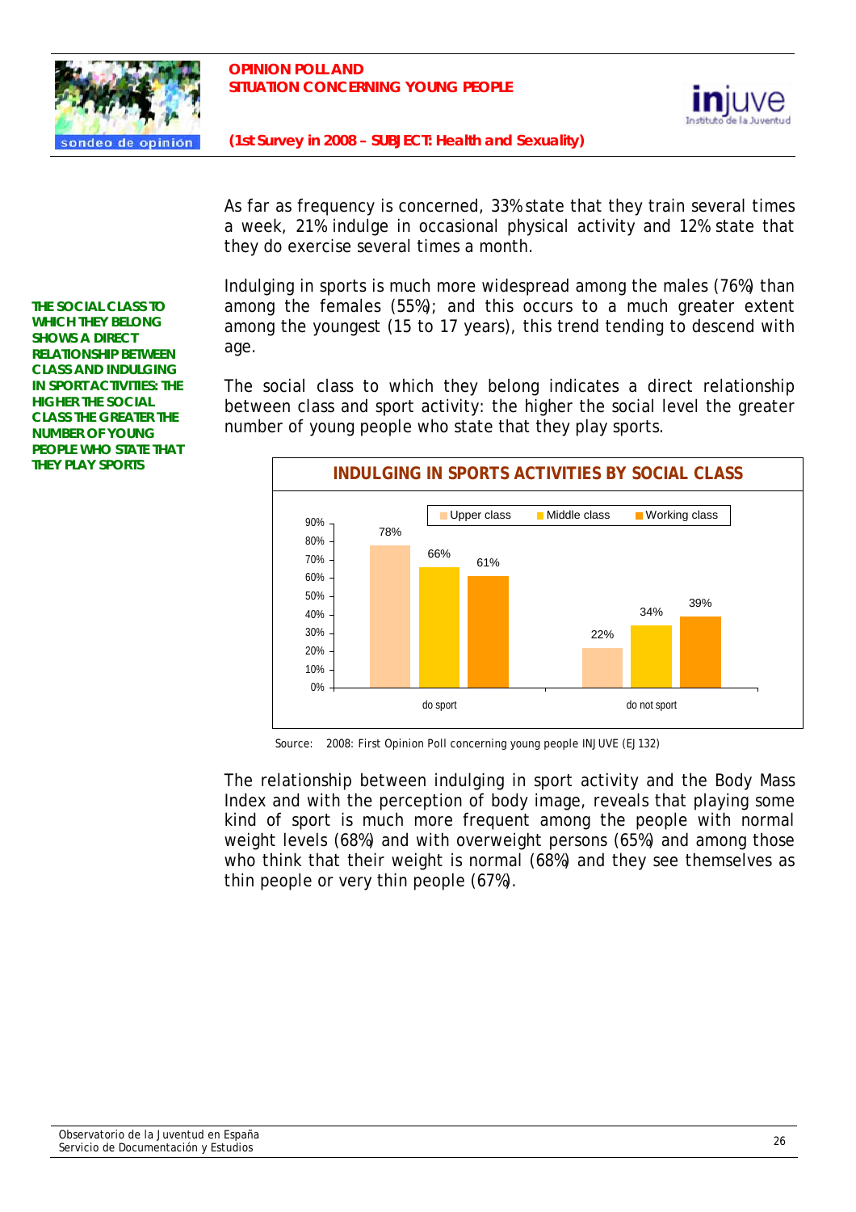As far as frequency is concerned, 33% state that they train several times a week, 21% indulge in occasional physical activity and 12% state that they do exercise several times a month.

**THE SOCIAL CLASS TO WHICH THEY BELONG SHOWS A DIRECT RELATIONSHIP BETWEEN CLASS AND INDULGING IN SPORT ACTIVITIES: THE HIGHER THE SOCIAL CLASS THE GREATER THE NUMBER OF YOUNG PEOPLE WHO STATE THAT THEY PLAY SPORTS**

Indulging in sports is much more widespread among the males (76%) than among the females (55%); and this occurs to a much greater extent among the youngest (15 to 17 years), this trend tending to descend with age.

The social class to which they belong indicates a direct relationship between class and sport activity: the higher the social level the greater number of young people who state that they play sports.

**INDULGING IN SPORTS ACTIVITIES BY SOCIAL CLASS**

| | Upper class | Middle class | Working class |
|---|---|---|---|
| do sport | 78% | 66% | 61% |
| do not sport | 22% | 34% | 39% |

Source: 2008: First Opinion Poll concerning young people INJUVE (EJ132)

The relationship between indulging in sport activity and the Body Mass Index and with the perception of body image, reveals that playing some kind of sport is much more frequent among the people with normal weight levels (68%) and with overweight persons (65%) and among those who think that their weight is normal (68%) and they see themselves as thin people or very thin people (67%).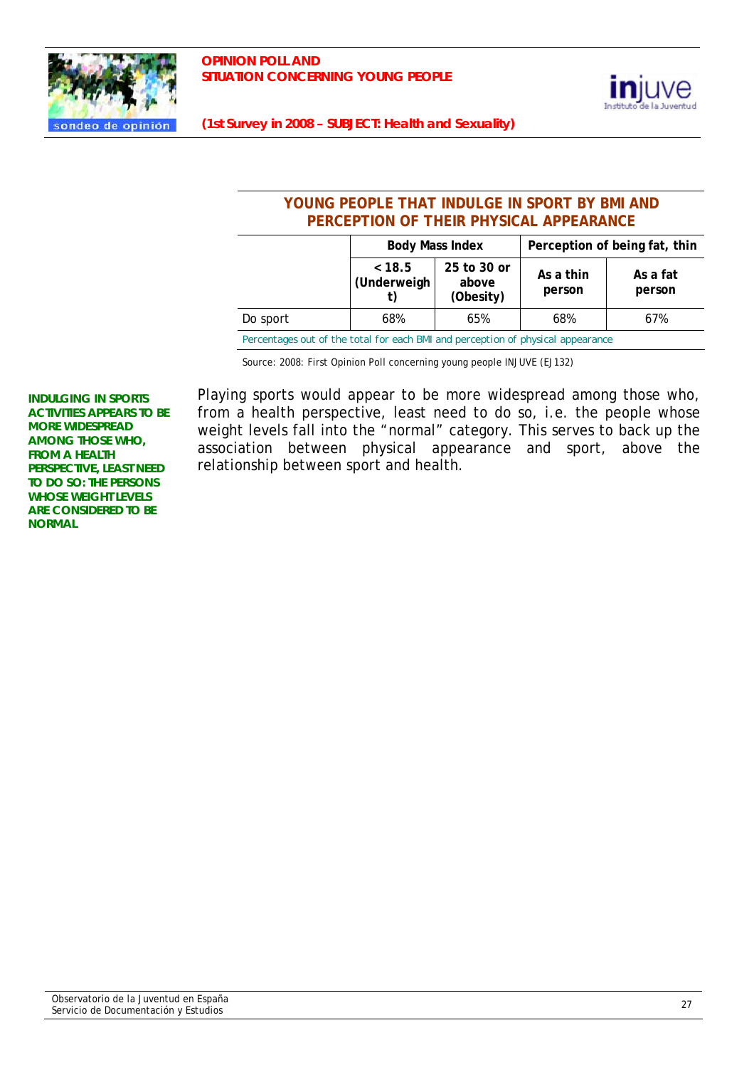## YOUNG PEOPLE THAT INDULGE IN SPORT BY BMI AND PERCEPTION OF THEIR PHYSICAL APPEARANCE

| | Body Mass Index | | Perception of being fat, thin | |
|---|---|---|---|---|
| | < 18.5 (Underweight) | 25 to 30 or above (Obesity) | As a thin person | As a fat person |
| Do sport | 68% | 65% | 68% | 67% |

Percentages out of the total for each BMI and perception of physical appearance

Source: 2008: First Opinion Poll concerning young people INJUVE (EJ132)

**INDULGING IN SPORTS ACTIVITIES APPEARS TO BE MORE WIDESPREAD AMONG THOSE WHO, FROM A HEALTH PERSPECTIVE, LEAST NEED TO DO SO: THE PERSONS WHOSE WEIGHT LEVELS ARE CONSIDERED TO BE NORMAL**

Playing sports would appear to be more widespread among those who, from a health perspective, least need to do so, i.e. the people whose weight levels fall into the "normal" category. This serves to back up the association between physical appearance and sport, above the relationship between sport and health.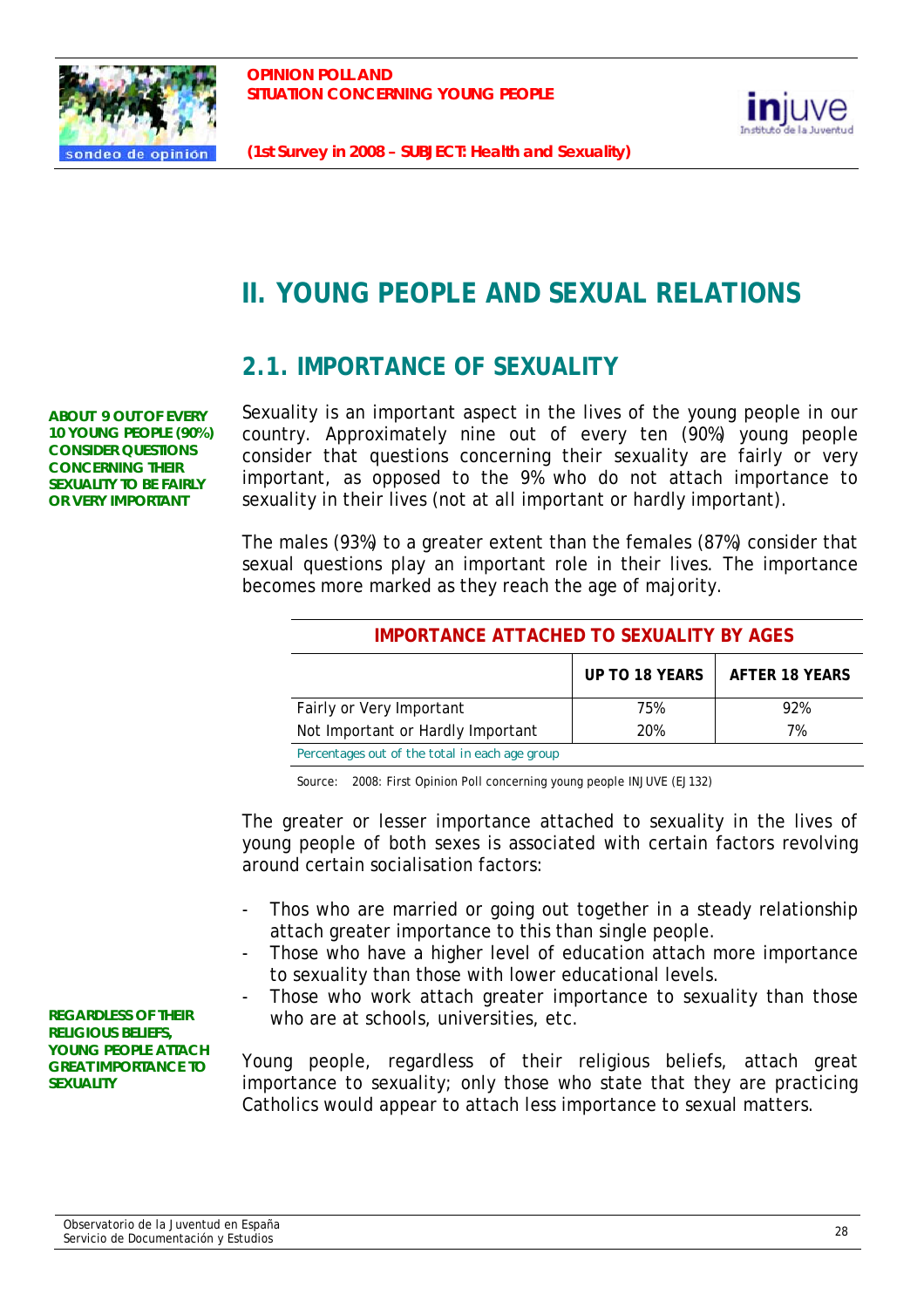# II. YOUNG PEOPLE AND SEXUAL RELATIONS

## 2.1. IMPORTANCE OF SEXUALITY

**ABOUT 9 OUT OF EVERY 10 YOUNG PEOPLE (90%) CONSIDER QUESTIONS CONCERNING THEIR SEXUALITY TO BE FAIRLY OR VERY IMPORTANT**

Sexuality is an important aspect in the lives of the young people in our country. Approximately nine out of every ten (90%) young people consider that questions concerning their sexuality are fairly or very important, as opposed to the 9% who do not attach importance to sexuality in their lives (not at all important or hardly important).

The males (93%) to a greater extent than the females (87%) consider that sexual questions play an important role in their lives. The importance becomes more marked as they reach the age of majority.

**IMPORTANCE ATTACHED TO SEXUALITY BY AGES**

| | UP TO 18 YEARS | AFTER 18 YEARS |
|---|---|---|
| Fairly or Very Important | 75% | 92% |
| Not Important or Hardly Important | 20% | 7% |

Percentages out of the total in each age group

Source: 2008: First Opinion Poll concerning young people INJUVE (EJ132)

The greater or lesser importance attached to sexuality in the lives of young people of both sexes is associated with certain factors revolving around certain socialisation factors:

- Thos who are married or going out together in a steady relationship attach greater importance to this than single people.
- Those who have a higher level of education attach more importance to sexuality than those with lower educational levels.
- Those who work attach greater importance to sexuality than those who are at schools, universities, etc.

**REGARDLESS OF THEIR RELIGIOUS BELIEFS, YOUNG PEOPLE ATTACH GREAT IMPORTANCE TO SEXUALITY**

Young people, regardless of their religious beliefs, attach great importance to sexuality; only those who state that they are practicing Catholics would appear to attach less importance to sexual matters.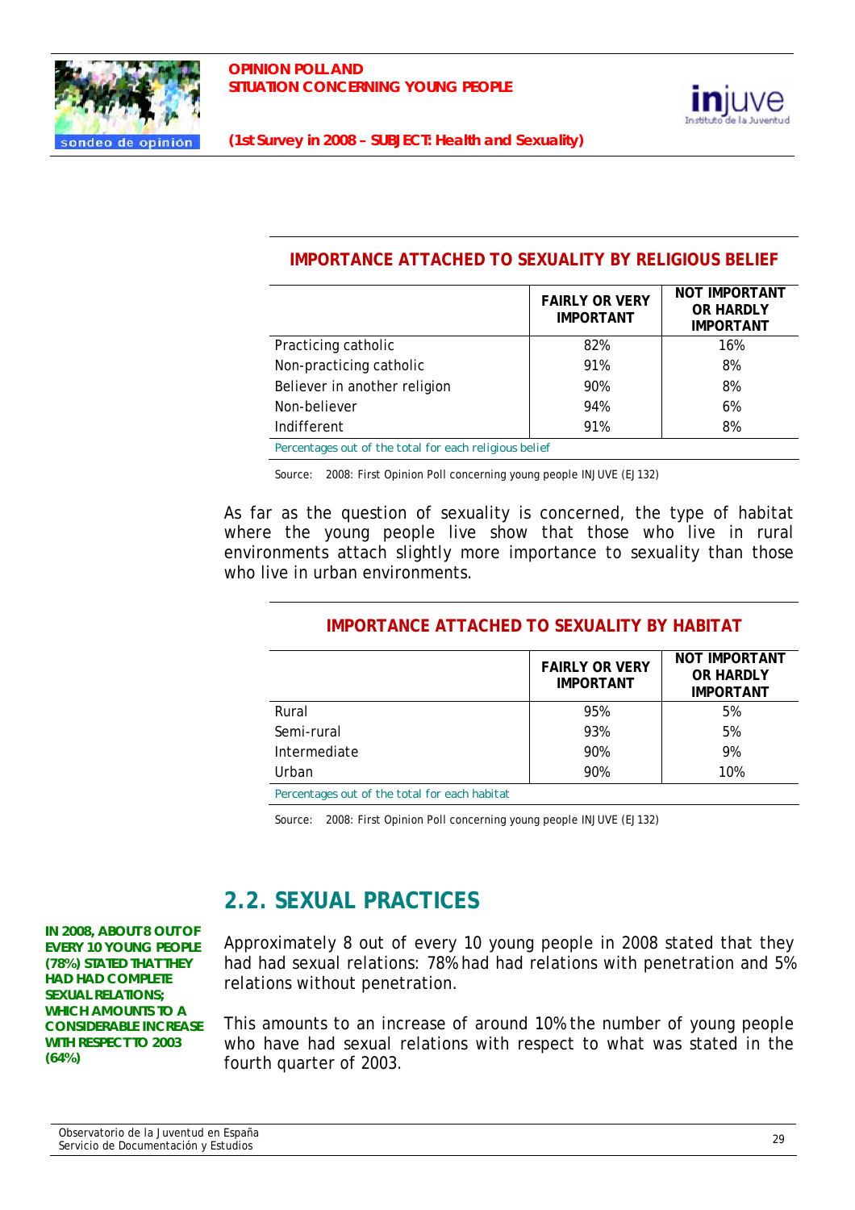### IMPORTANCE ATTACHED TO SEXUALITY BY RELIGIOUS BELIEF

| | FAIRLY OR VERY IMPORTANT | NOT IMPORTANT OR HARDLY IMPORTANT |
|---|---|---|
| Practicing catholic | 82% | 16% |
| Non-practicing catholic | 91% | 8% |
| Believer in another religion | 90% | 8% |
| Non-believer | 94% | 6% |
| Indifferent | 91% | 8% |

*Percentages out of the total for each religious belief*

Source: 2008: First Opinion Poll concerning young people INJUVE (EJ132)

As far as the question of sexuality is concerned, the type of habitat where the young people live show that those who live in rural environments attach slightly more importance to sexuality than those who live in urban environments.

### IMPORTANCE ATTACHED TO SEXUALITY BY HABITAT

| | FAIRLY OR VERY IMPORTANT | NOT IMPORTANT OR HARDLY IMPORTANT |
|---|---|---|
| Rural | 95% | 5% |
| Semi-rural | 93% | 5% |
| Intermediate | 90% | 9% |
| Urban | 90% | 10% |

*Percentages out of the total for each habitat*

Source: 2008: First Opinion Poll concerning young people INJUVE (EJ132)

## 2.2. SEXUAL PRACTICES

**IN 2008, ABOUT 8 OUT OF EVERY 10 YOUNG PEOPLE (78%) STATED THAT THEY HAD HAD COMPLETE SEXUAL RELATIONS; WHICH AMOUNTS TO A CONSIDERABLE INCREASE WITH RESPECT TO 2003 (64%)**

Approximately 8 out of every 10 young people in 2008 stated that they had had sexual relations: 78% had had relations with penetration and 5% relations without penetration.

This amounts to an increase of around 10% the number of young people who have had sexual relations with respect to what was stated in the fourth quarter of 2003.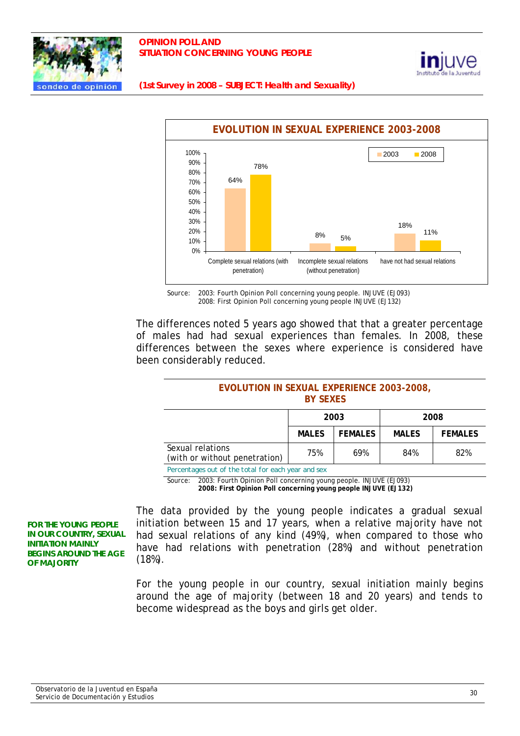## EVOLUTION IN SEXUAL EXPERIENCE 2003-2008

| | 2003 | 2008 |
|---|---|---|
| Complete sexual relations (with penetration) | 64% | 78% |
| Incomplete sexual relations (without penetration) | 8% | 5% |
| have not had sexual relations | 18% | 11% |

Source: 2003: Fourth Opinion Poll concerning young people. INJUVE (EJ093)
2008: First Opinion Poll concerning young people INJUVE (EJ132)

The differences noted 5 years ago showed that that a greater percentage of males had had sexual experiences than females. In 2008, these differences between the sexes where experience is considered have been considerably reduced.

## EVOLUTION IN SEXUAL EXPERIENCE 2003-2008, BY SEXES

| | 2003 | | 2008 | |
|---|---|---|---|---|
| | MALES | FEMALES | MALES | FEMALES |
| Sexual relations (with or without penetration) | 75% | 69% | 84% | 82% |

Percentages out of the total for each year and sex

Source: 2003: Fourth Opinion Poll concerning young people. INJUVE (EJ093)
**2008: First Opinion Poll concerning young people INJUVE (EJ132)**

**FOR THE YOUNG PEOPLE IN OUR COUNTRY, SEXUAL INITIATION MAINLY BEGINS AROUND THE AGE OF MAJORITY**

The data provided by the young people indicates a gradual sexual initiation between 15 and 17 years, when a relative majority have not had sexual relations of any kind (49%), when compared to those who have had relations with penetration (28%) and without penetration (18%).

For the young people in our country, sexual initiation mainly begins around the age of majority (between 18 and 20 years) and tends to become widespread as the boys and girls get older.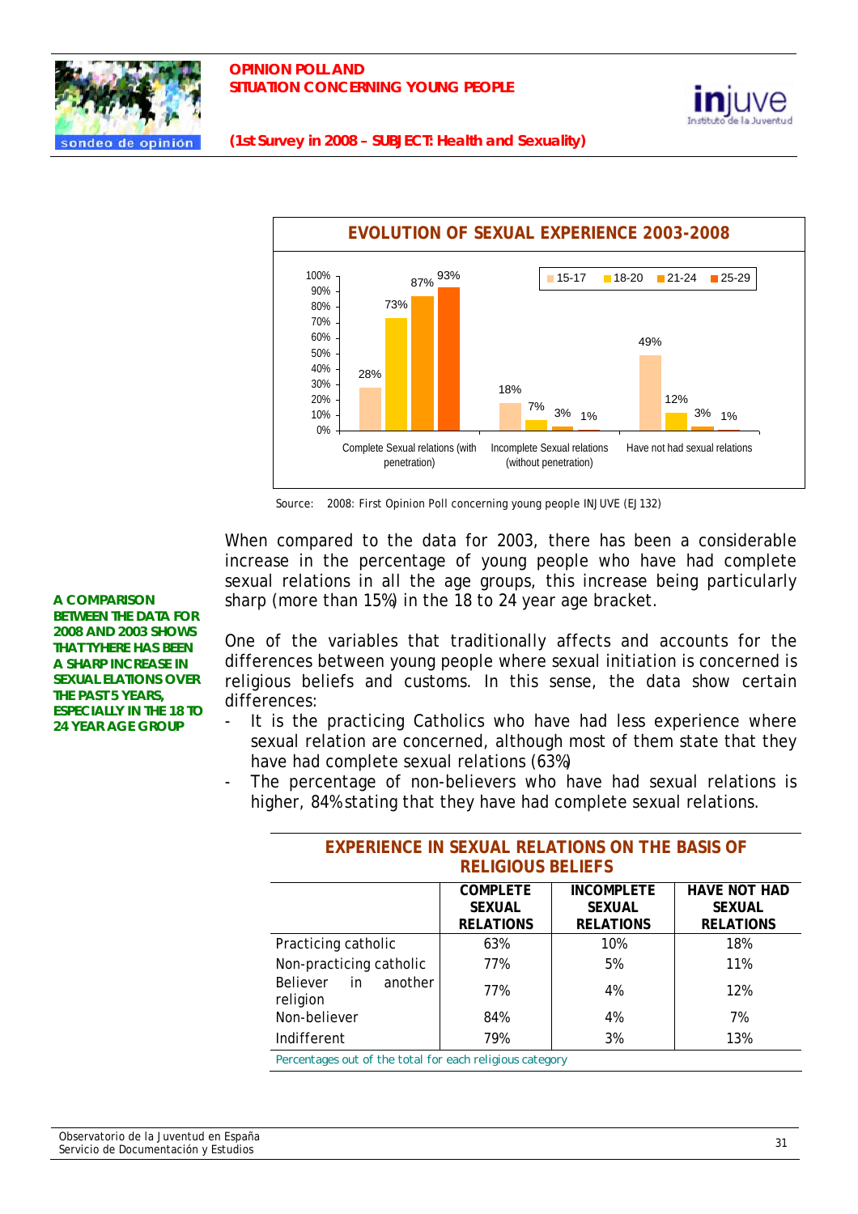**EVOLUTION OF SEXUAL EXPERIENCE 2003-2008**

| | 15-17 | 18-20 | 21-24 | 25-29 |
|---|---|---|---|---|
| Complete Sexual relations (with penetration) | 28% | 73% | 87% | 93% |
| Incomplete Sexual relations (without penetration) | 18% | 7% | 3% | 1% |
| Have not had sexual relations | 49% | 12% | 3% | 1% |

Source: 2008: First Opinion Poll concerning young people INJUVE (EJ132)

**A COMPARISON BETWEEN THE DATA FOR 2008 AND 2003 SHOWS THAT TYHERE HAS BEEN A SHARP INCREASE IN SEXUAL ELATIONS OVER THE PAST 5 YEARS, ESPECIALLY IN THE 18 TO 24 YEAR AGE GROUP**

When compared to the data for 2003, there has been a considerable increase in the percentage of young people who have had complete sexual relations in all the age groups, this increase being particularly sharp (more than 15%) in the 18 to 24 year age bracket.

One of the variables that traditionally affects and accounts for the differences between young people where sexual initiation is concerned is religious beliefs and customs. In this sense, the data show certain differences:

- It is the practicing Catholics who have had less experience where sexual relation are concerned, although most of them state that they have had complete sexual relations (63%)
- The percentage of non-believers who have had sexual relations is higher, 84% stating that they have had complete sexual relations.

**EXPERIENCE IN SEXUAL RELATIONS ON THE BASIS OF RELIGIOUS BELIEFS**

| | COMPLETE SEXUAL RELATIONS | INCOMPLETE SEXUAL RELATIONS | HAVE NOT HAD SEXUAL RELATIONS |
|---|---|---|---|
| Practicing catholic | 63% | 10% | 18% |
| Non-practicing catholic | 77% | 5% | 11% |
| Believer in another religion | 77% | 4% | 12% |
| Non-believer | 84% | 4% | 7% |
| Indifferent | 79% | 3% | 13% |

Percentages out of the total for each religious category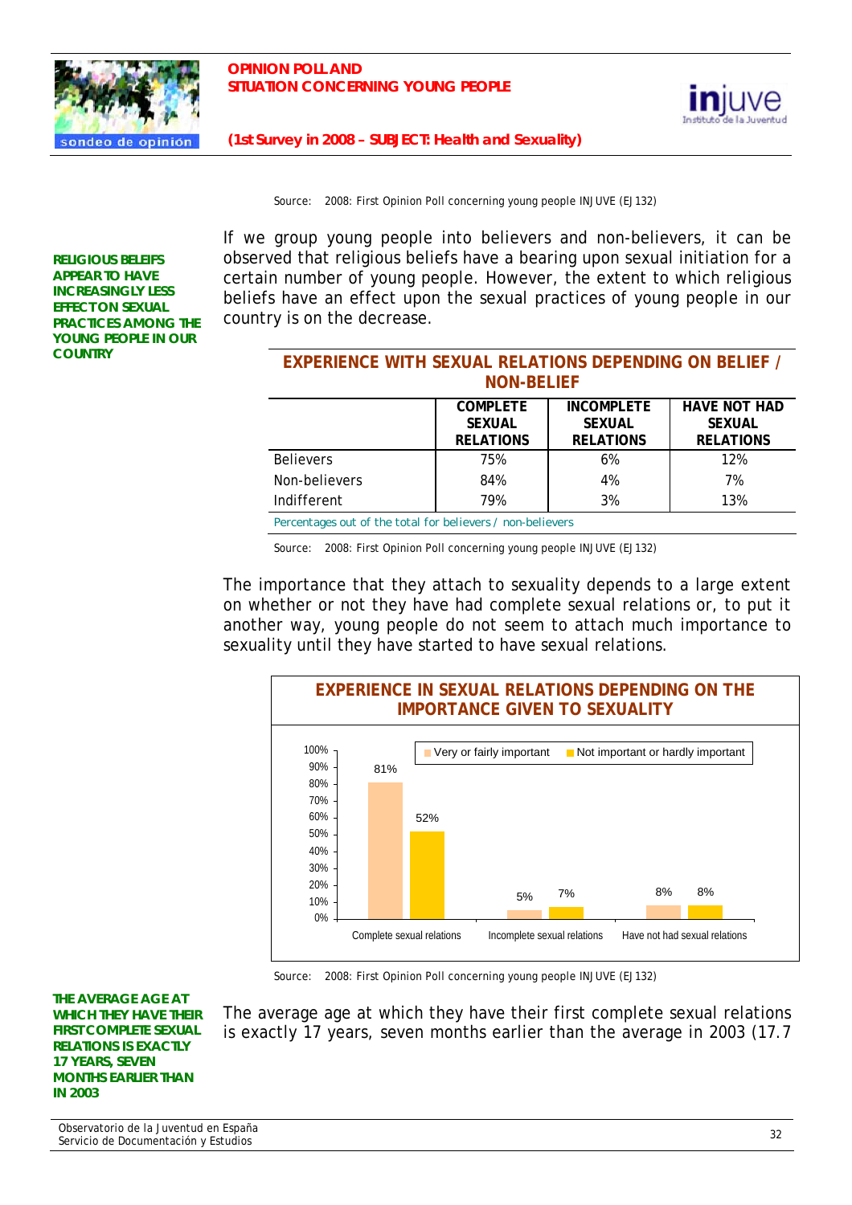Source: 2008: First Opinion Poll concerning young people INJUVE (EJ132)

**RELIGIOUS BELIEFS APPEAR TO HAVE INCREASINGLY LESS EFFECT ON SEXUAL PRACTICES AMONG THE YOUNG PEOPLE IN OUR COUNTRY**

If we group young people into believers and non-believers, it can be observed that religious beliefs have a bearing upon sexual initiation for a certain number of young people. However, the extent to which religious beliefs have an effect upon the sexual practices of young people in our country is on the decrease.

**EXPERIENCE WITH SEXUAL RELATIONS DEPENDING ON BELIEF / NON-BELIEF**

| | COMPLETE SEXUAL RELATIONS | INCOMPLETE SEXUAL RELATIONS | HAVE NOT HAD SEXUAL RELATIONS |
|---|---|---|---|
| Believers | 75% | 6% | 12% |
| Non-believers | 84% | 4% | 7% |
| Indifferent | 79% | 3% | 13% |

Percentages out of the total for believers / non-believers

Source: 2008: First Opinion Poll concerning young people INJUVE (EJ132)

The importance that they attach to sexuality depends to a large extent on whether or not they have had complete sexual relations or, to put it another way, young people do not seem to attach much importance to sexuality until they have started to have sexual relations.

**EXPERIENCE IN SEXUAL RELATIONS DEPENDING ON THE IMPORTANCE GIVEN TO SEXUALITY**

| | Very or fairly important | Not important or hardly important |
|---|---|---|
| Complete sexual relations | 81% | 52% |
| Incomplete sexual relations | 5% | 7% |
| Have not had sexual relations | 8% | 8% |

Source: 2008: First Opinion Poll concerning young people INJUVE (EJ132)

**THE AVERAGE AGE AT WHICH THEY HAVE THEIR FIRST COMPLETE SEXUAL RELATIONS IS EXACTLY 17 YEARS, SEVEN MONTHS EARLIER THAN IN 2003**

The average age at which they have their first complete sexual relations is exactly 17 years, seven months earlier than the average in 2003 (17.7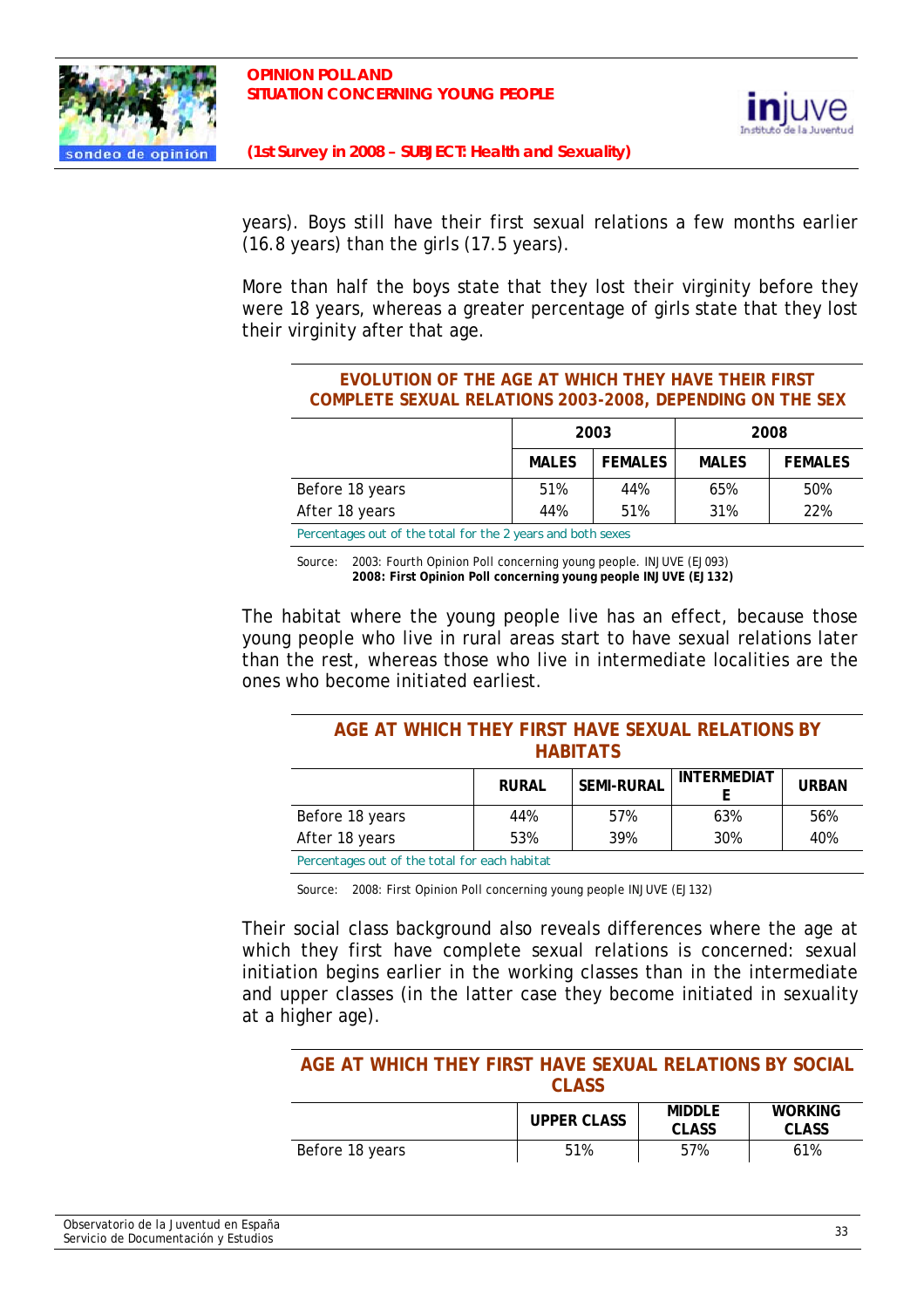years). Boys still have their first sexual relations a few months earlier (16.8 years) than the girls (17.5 years).

More than half the boys state that they lost their virginity before they were 18 years, whereas a greater percentage of girls state that they lost their virginity after that age.

**EVOLUTION OF THE AGE AT WHICH THEY HAVE THEIR FIRST COMPLETE SEXUAL RELATIONS 2003-2008, DEPENDING ON THE SEX**

| | 2003 | | 2008 | |
|---|---|---|---|---|
| | MALES | FEMALES | MALES | FEMALES |
| Before 18 years | 51% | 44% | 65% | 50% |
| After 18 years | 44% | 51% | 31% | 22% |

Percentages out of the total for the 2 years and both sexes

Source: 2003: Fourth Opinion Poll concerning young people. INJUVE (EJ093)
**2008: First Opinion Poll concerning young people INJUVE (EJ132)**

The habitat where the young people live has an effect, because those young people who live in rural areas start to have sexual relations later than the rest, whereas those who live in intermediate localities are the ones who become initiated earliest.

**AGE AT WHICH THEY FIRST HAVE SEXUAL RELATIONS BY HABITATS**

| | RURAL | SEMI-RURAL | INTERMEDIATE | URBAN |
|---|---|---|---|---|
| Before 18 years | 44% | 57% | 63% | 56% |
| After 18 years | 53% | 39% | 30% | 40% |

Percentages out of the total for each habitat

Source: 2008: First Opinion Poll concerning young people INJUVE (EJ132)

Their social class background also reveals differences where the age at which they first have complete sexual relations is concerned: sexual initiation begins earlier in the working classes than in the intermediate and upper classes (in the latter case they become initiated in sexuality at a higher age).

**AGE AT WHICH THEY FIRST HAVE SEXUAL RELATIONS BY SOCIAL CLASS**

| | UPPER CLASS | MIDDLE CLASS | WORKING CLASS |
|---|---|---|---|
| Before 18 years | 51% | 57% | 61% |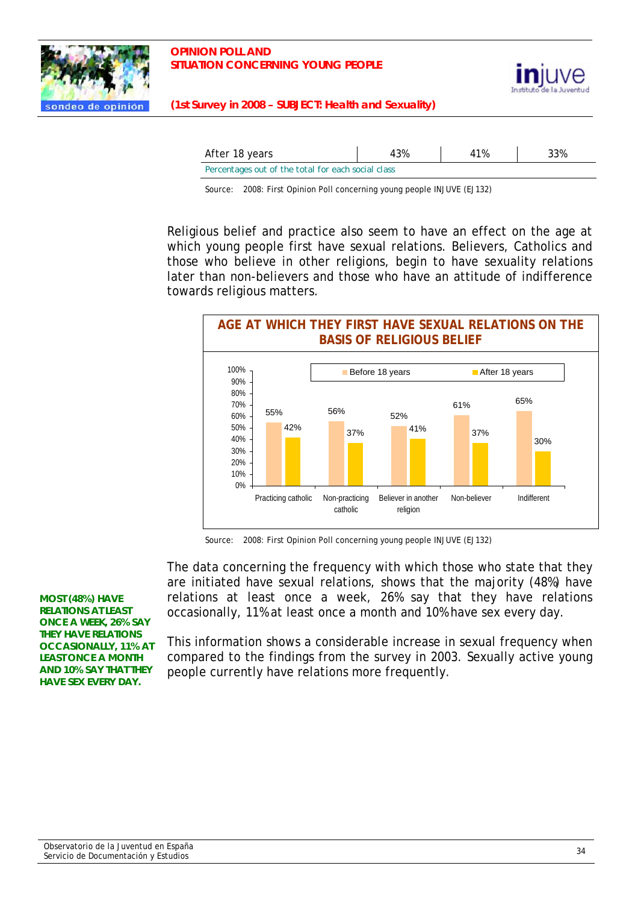| After 18 years | 43% | 41% | 33% |
|---|---|---|---|
| Percentages out of the total for each social class | | | |

Source: 2008: First Opinion Poll concerning young people INJUVE (EJ132)

Religious belief and practice also seem to have an effect on the age at which young people first have sexual relations. Believers, Catholics and those who believe in other religions, begin to have sexuality relations later than non-believers and those who have an attitude of indifference towards religious matters.

**AGE AT WHICH THEY FIRST HAVE SEXUAL RELATIONS ON THE BASIS OF RELIGIOUS BELIEF**

| | Before 18 years | After 18 years |
|---|---|---|
| Practicing catholic | 55% | 42% |
| Non-practicing catholic | 56% | 37% |
| Believer in another religion | 52% | 41% |
| Non-believer | 61% | 37% |
| Indifferent | 65% | 30% |

Source: 2008: First Opinion Poll concerning young people INJUVE (EJ132)

**MOST (48%) HAVE RELATIONS AT LEAST ONCE A WEEK, 26% SAY THEY HAVE RELATIONS OCCASIONALLY, 11% AT LEAST ONCE A MONTH AND 10% SAY THAT THEY HAVE SEX EVERY DAY.**

The data concerning the frequency with which those who state that they are initiated have sexual relations, shows that the majority (48%) have relations at least once a week, 26% say that they have relations occasionally, 11% at least once a month and 10% have sex every day.

This information shows a considerable increase in sexual frequency when compared to the findings from the survey in 2003. Sexually active young people currently have relations more frequently.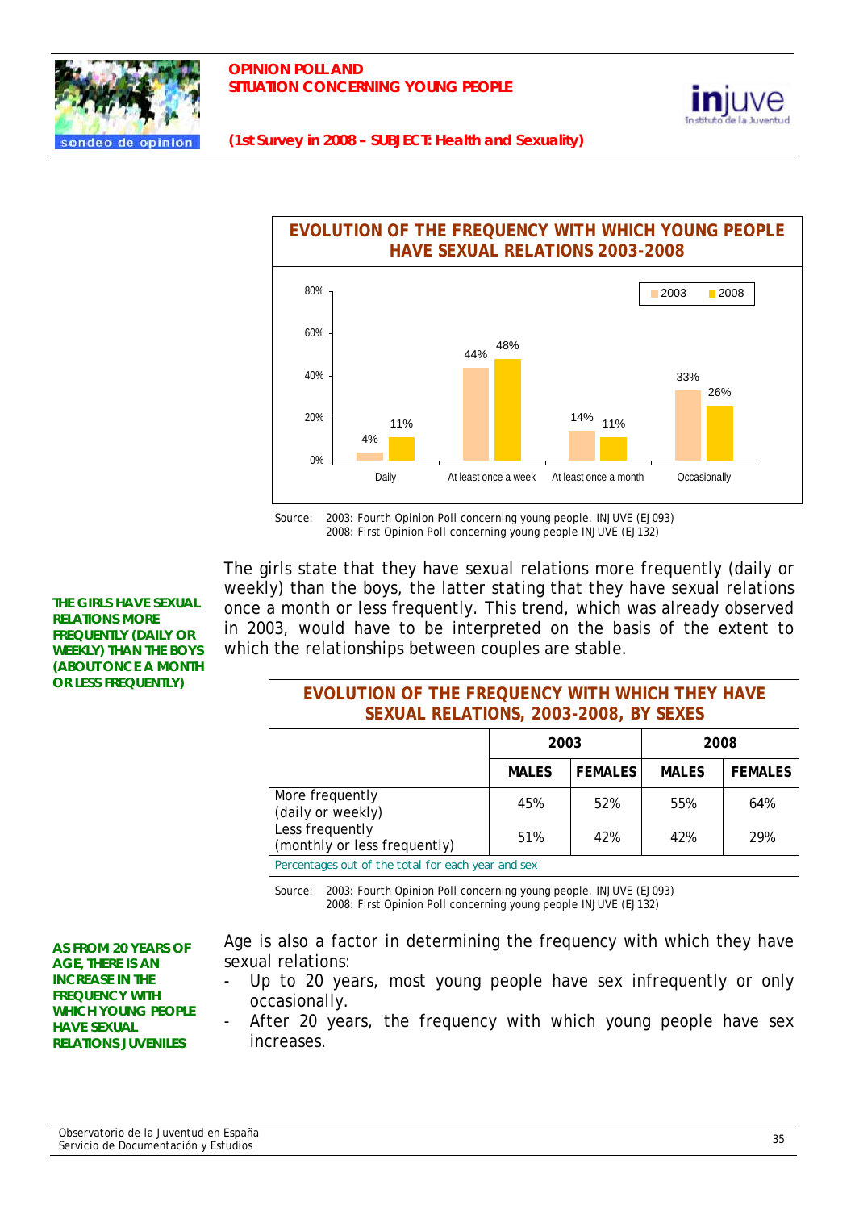## EVOLUTION OF THE FREQUENCY WITH WHICH YOUNG PEOPLE HAVE SEXUAL RELATIONS 2003-2008

| | 2003 | 2008 |
|---|---|---|
| Daily | 4% | 11% |
| At least once a week | 44% | 48% |
| At least once a month | 14% | 11% |
| Occasionally | 33% | 26% |

Source: 2003: Fourth Opinion Poll concerning young people. INJUVE (EJ093)
2008: First Opinion Poll concerning young people INJUVE (EJ132)

**THE GIRLS HAVE SEXUAL RELATIONS MORE FREQUENTLY (DAILY OR WEEKLY) THAN THE BOYS (ABOUT ONCE A MONTH OR LESS FREQUENTLY)**

The girls state that they have sexual relations more frequently (daily or weekly) than the boys, the latter stating that they have sexual relations once a month or less frequently. This trend, which was already observed in 2003, would have to be interpreted on the basis of the extent to which the relationships between couples are stable.

## EVOLUTION OF THE FREQUENCY WITH WHICH THEY HAVE SEXUAL RELATIONS, 2003-2008, BY SEXES

| | 2003 | | 2008 | |
|---|---|---|---|---|
| | MALES | FEMALES | MALES | FEMALES |
| More frequently (daily or weekly) | 45% | 52% | 55% | 64% |
| Less frequently (monthly or less frequently) | 51% | 42% | 42% | 29% |

Percentages out of the total for each year and sex

Source: 2003: Fourth Opinion Poll concerning young people. INJUVE (EJ093)
2008: First Opinion Poll concerning young people INJUVE (EJ132)

**AS FROM 20 YEARS OF AGE, THERE IS AN INCREASE IN THE FREQUENCY WITH WHICH YOUNG PEOPLE HAVE SEXUAL RELATIONS JUVENILES**

Age is also a factor in determining the frequency with which they have sexual relations:

- Up to 20 years, most young people have sex infrequently or only occasionally.
- After 20 years, the frequency with which young people have sex increases.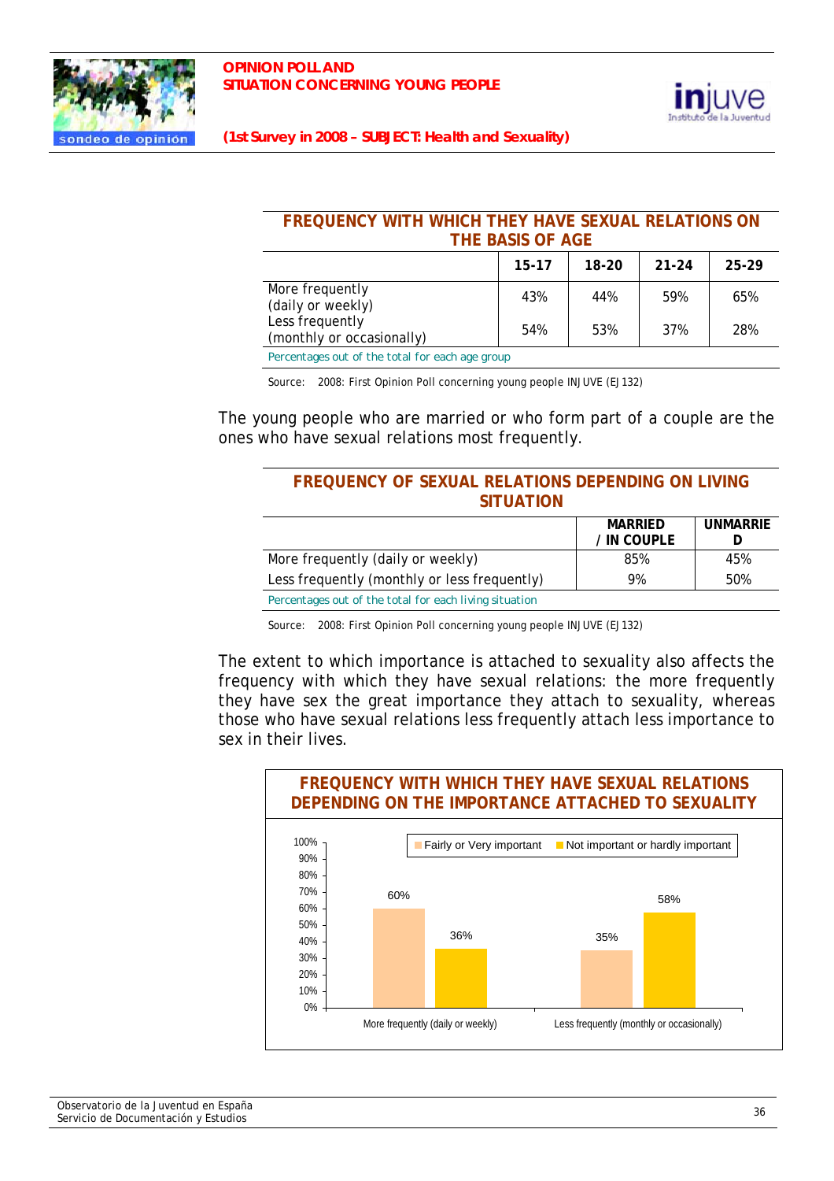### FREQUENCY WITH WHICH THEY HAVE SEXUAL RELATIONS ON THE BASIS OF AGE

| | 15-17 | 18-20 | 21-24 | 25-29 |
|---|---|---|---|---|
| More frequently (daily or weekly) | 43% | 44% | 59% | 65% |
| Less frequently (monthly or occasionally) | 54% | 53% | 37% | 28% |

Percentages out of the total for each age group

Source: 2008: First Opinion Poll concerning young people INJUVE (EJ132)

The young people who are married or who form part of a couple are the ones who have sexual relations most frequently.

### FREQUENCY OF SEXUAL RELATIONS DEPENDING ON LIVING SITUATION

| | MARRIED / IN COUPLE | UNMARRIED |
|---|---|---|
| More frequently (daily or weekly) | 85% | 45% |
| Less frequently (monthly or less frequently) | 9% | 50% |

Percentages out of the total for each living situation

Source: 2008: First Opinion Poll concerning young people INJUVE (EJ132)

The extent to which importance is attached to sexuality also affects the frequency with which they have sexual relations: the more frequently they have sex the great importance they attach to sexuality, whereas those who have sexual relations less frequently attach less importance to sex in their lives.

### FREQUENCY WITH WHICH THEY HAVE SEXUAL RELATIONS DEPENDING ON THE IMPORTANCE ATTACHED TO SEXUALITY

| | Fairly or Very important | Not important or hardly important |
|---|---|---|
| More frequently (daily or weekly) | 60% | 36% |
| Less frequently (monthly or occasionally) | 35% | 58% |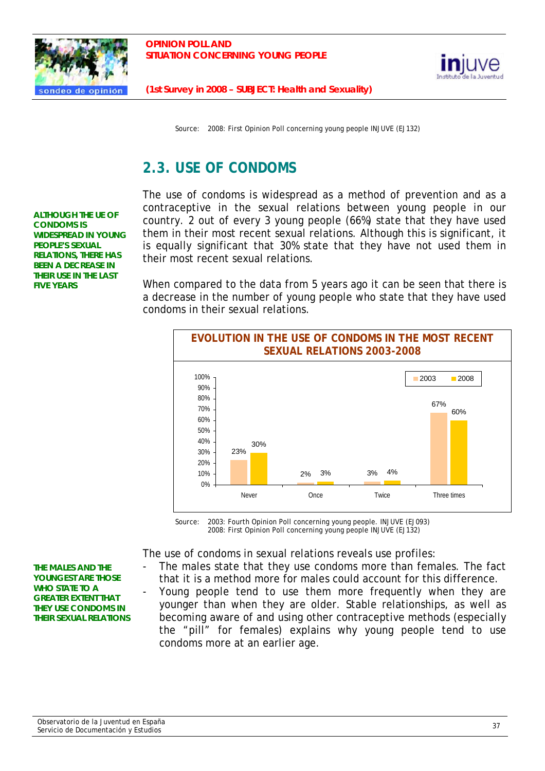Source: 2008: First Opinion Poll concerning young people INJUVE (EJ132)

## 2.3. USE OF CONDOMS

**ALTHOUGH THE UE OF CONDOMS IS WIDESPREAD IN YOUNG PEOPLE'S SEXUAL RELATIONS, THERE HAS BEEN A DECREASE IN THEIR USE IN THE LAST FIVE YEARS**

The use of condoms is widespread as a method of prevention and as a contraceptive in the sexual relations between young people in our country. 2 out of every 3 young people (66%) state that they have used them in their most recent sexual relations. Although this is significant, it is equally significant that 30% state that they have not used them in their most recent sexual relations.

When compared to the data from 5 years ago it can be seen that there is a decrease in the number of young people who state that they have used condoms in their sexual relations.

**EVOLUTION IN THE USE OF CONDOMS IN THE MOST RECENT SEXUAL RELATIONS 2003-2008**

| | 2003 | 2008 |
|---|---|---|
| Never | 23% | 30% |
| Once | 2% | 3% |
| Twice | 3% | 4% |
| Three times | 67% | 60% |

Source: 2003: Fourth Opinion Poll concerning young people. INJUVE (EJ093)
2008: First Opinion Poll concerning young people INJUVE (EJ132)

**THE MALES AND THE YOUNGEST ARE THOSE WHO STATE TO A GREATER EXTENT THAT THEY USE CONDOMS IN THEIR SEXUAL RELATIONS**

The use of condoms in sexual relations reveals use profiles:

- The males state that they use condoms more than females. The fact that it is a method more for males could account for this difference.
- Young people tend to use them more frequently when they are younger than when they are older. Stable relationships, as well as becoming aware of and using other contraceptive methods (especially the "pill" for females) explains why young people tend to use condoms more at an earlier age.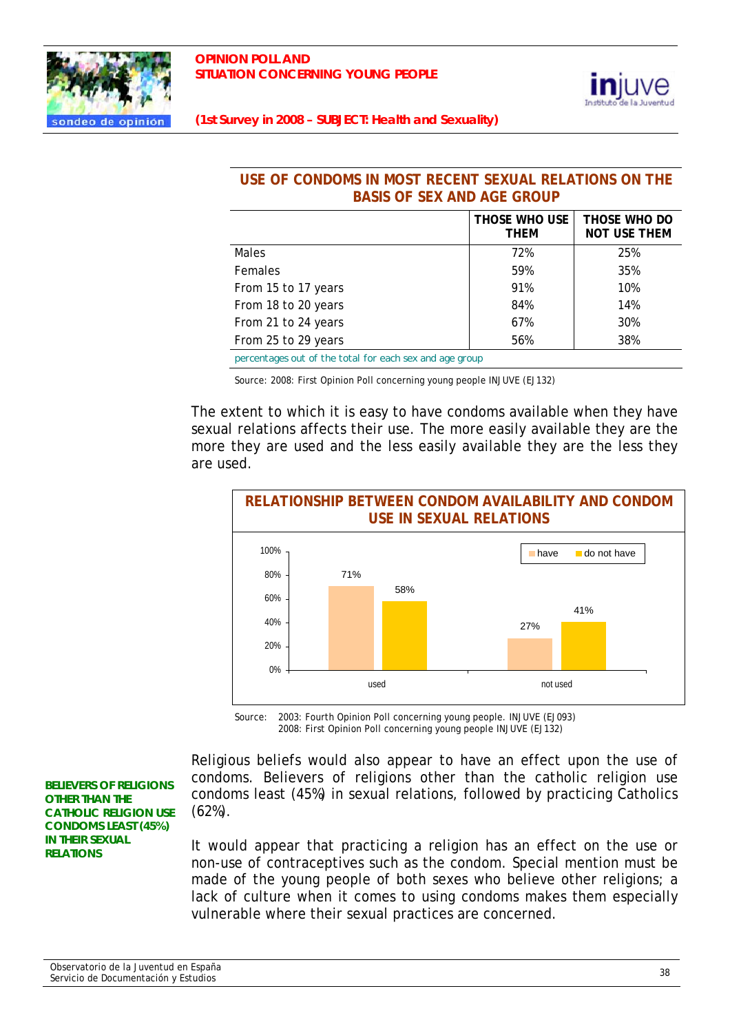## USE OF CONDOMS IN MOST RECENT SEXUAL RELATIONS ON THE BASIS OF SEX AND AGE GROUP

| | THOSE WHO USE THEM | THOSE WHO DO NOT USE THEM |
|---|---|---|
| Males | 72% | 25% |
| Females | 59% | 35% |
| From 15 to 17 years | 91% | 10% |
| From 18 to 20 years | 84% | 14% |
| From 21 to 24 years | 67% | 30% |
| From 25 to 29 years | 56% | 38% |

percentages out of the total for each sex and age group

Source: 2008: First Opinion Poll concerning young people INJUVE (EJ132)

The extent to which it is easy to have condoms available when they have sexual relations affects their use. The more easily available they are the more they are used and the less easily available they are the less they are used.

## RELATIONSHIP BETWEEN CONDOM AVAILABILITY AND CONDOM USE IN SEXUAL RELATIONS

| | have | do not have |
|---|---|---|
| used | 71% | 58% |
| not used | 27% | 41% |

Source: 2003: Fourth Opinion Poll concerning young people. INJUVE (EJ093)
2008: First Opinion Poll concerning young people INJUVE (EJ132)

**BELIEVERS OF RELIGIONS OTHER THAN THE CATHOLIC RELIGION USE CONDOMS LEAST (45%) IN THEIR SEXUAL RELATIONS**

Religious beliefs would also appear to have an effect upon the use of condoms. Believers of religions other than the catholic religion use condoms least (45%) in sexual relations, followed by practicing Catholics (62%).

It would appear that practicing a religion has an effect on the use or non-use of contraceptives such as the condom. Special mention must be made of the young people of both sexes who believe other religions; a lack of culture when it comes to using condoms makes them especially vulnerable where their sexual practices are concerned.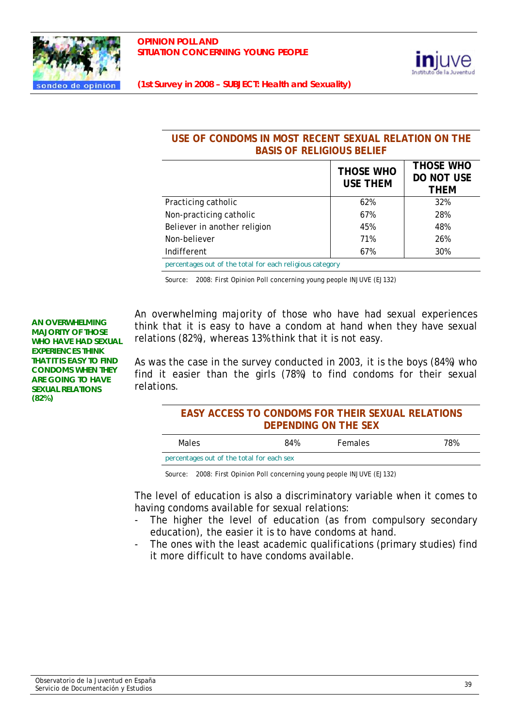## USE OF CONDOMS IN MOST RECENT SEXUAL RELATION ON THE BASIS OF RELIGIOUS BELIEF

| | THOSE WHO USE THEM | THOSE WHO DO NOT USE THEM |
|---|---|---|
| Practicing catholic | 62% | 32% |
| Non-practicing catholic | 67% | 28% |
| Believer in another religion | 45% | 48% |
| Non-believer | 71% | 26% |
| Indifferent | 67% | 30% |

percentages out of the total for each religious category

Source: 2008: First Opinion Poll concerning young people INJUVE (EJ132)

**AN OVERWHELMING MAJORITY OF THOSE WHO HAVE HAD SEXUAL EXPERIENCES THINK THAT IT IS EASY TO FIND CONDOMS WHEN THEY ARE GOING TO HAVE SEXUAL RELATIONS (82%)**

An overwhelming majority of those who have had sexual experiences think that it is easy to have a condom at hand when they have sexual relations (82%), whereas 13% think that it is not easy.

As was the case in the survey conducted in 2003, it is the boys (84%) who find it easier than the girls (78%) to find condoms for their sexual relations.

## EASY ACCESS TO CONDOMS FOR THEIR SEXUAL RELATIONS DEPENDING ON THE SEX

| Males | 84% | Females | 78% |
|---|---|---|---|

percentages out of the total for each sex

Source: 2008: First Opinion Poll concerning young people INJUVE (EJ132)

The level of education is also a discriminatory variable when it comes to having condoms available for sexual relations:

- The higher the level of education (as from compulsory secondary education), the easier it is to have condoms at hand.
- The ones with the least academic qualifications (primary studies) find it more difficult to have condoms available.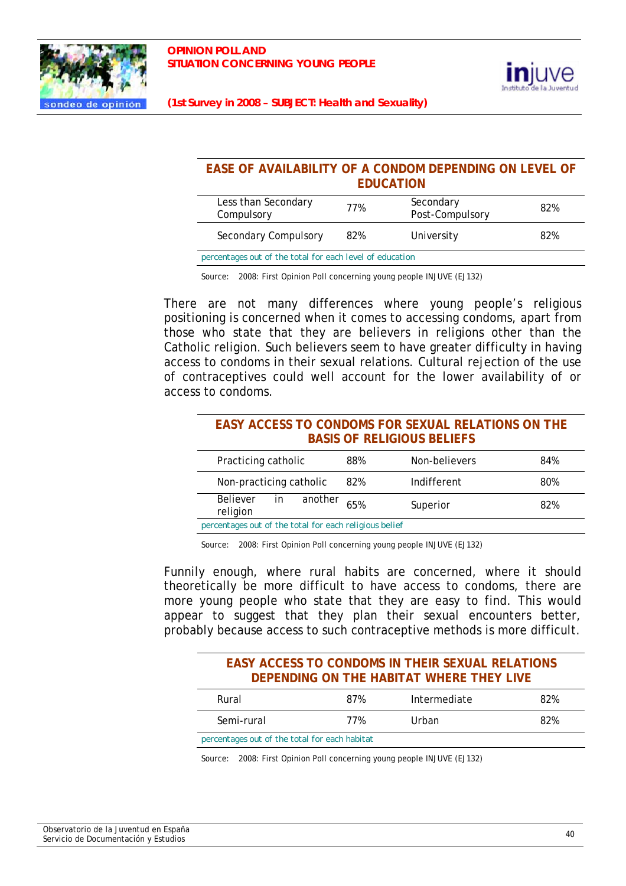### EASE OF AVAILABILITY OF A CONDOM DEPENDING ON LEVEL OF EDUCATION

| | | | |
|---|---|---|---|
| Less than Secondary Compulsory | 77% | Secondary Post-Compulsory | 82% |
| Secondary Compulsory | 82% | University | 82% |

percentages out of the total for each level of education

Source: 2008: First Opinion Poll concerning young people INJUVE (EJ132)

There are not many differences where young people's religious positioning is concerned when it comes to accessing condoms, apart from those who state that they are believers in religions other than the Catholic religion. Such believers seem to have greater difficulty in having access to condoms in their sexual relations. Cultural rejection of the use of contraceptives could well account for the lower availability of or access to condoms.

### EASY ACCESS TO CONDOMS FOR SEXUAL RELATIONS ON THE BASIS OF RELIGIOUS BELIEFS

| | | | |
|---|---|---|---|
| Practicing catholic | 88% | Non-believers | 84% |
| Non-practicing catholic | 82% | Indifferent | 80% |
| Believer in another religion | 65% | Superior | 82% |

percentages out of the total for each religious belief

Source: 2008: First Opinion Poll concerning young people INJUVE (EJ132)

Funnily enough, where rural habits are concerned, where it should theoretically be more difficult to have access to condoms, there are more young people who state that they are easy to find. This would appear to suggest that they plan their sexual encounters better, probably because access to such contraceptive methods is more difficult.

### EASY ACCESS TO CONDOMS IN THEIR SEXUAL RELATIONS DEPENDING ON THE HABITAT WHERE THEY LIVE

| | | | |
|---|---|---|---|
| Rural | 87% | Intermediate | 82% |
| Semi-rural | 77% | Urban | 82% |

percentages out of the total for each habitat

Source: 2008: First Opinion Poll concerning young people INJUVE (EJ132)